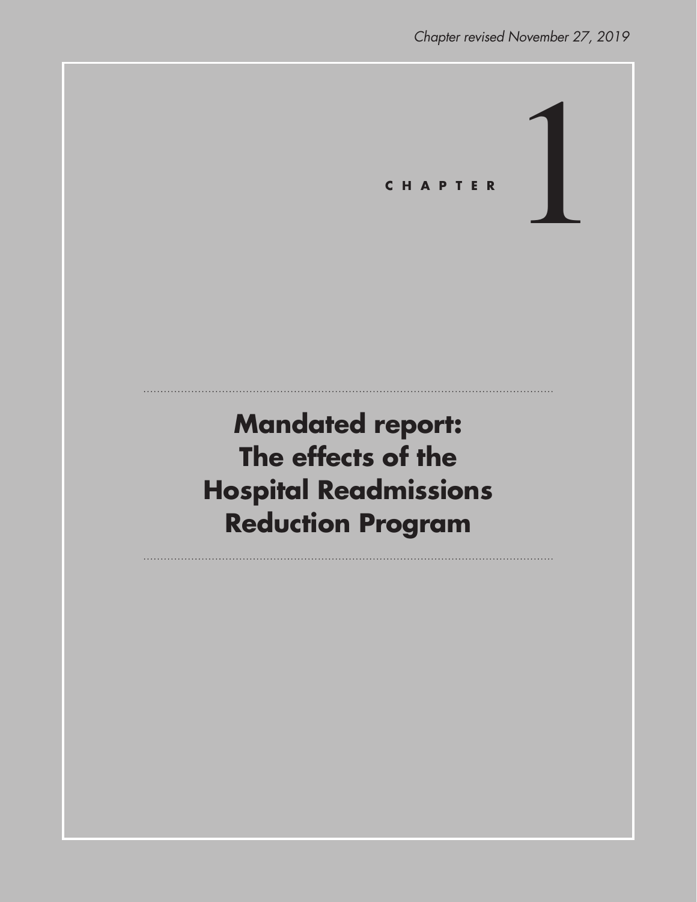*Chapter revised November 27, 2019*

CHAPTER 1

# Mandated report: The effects of the Hospital Readmissions Reduction Program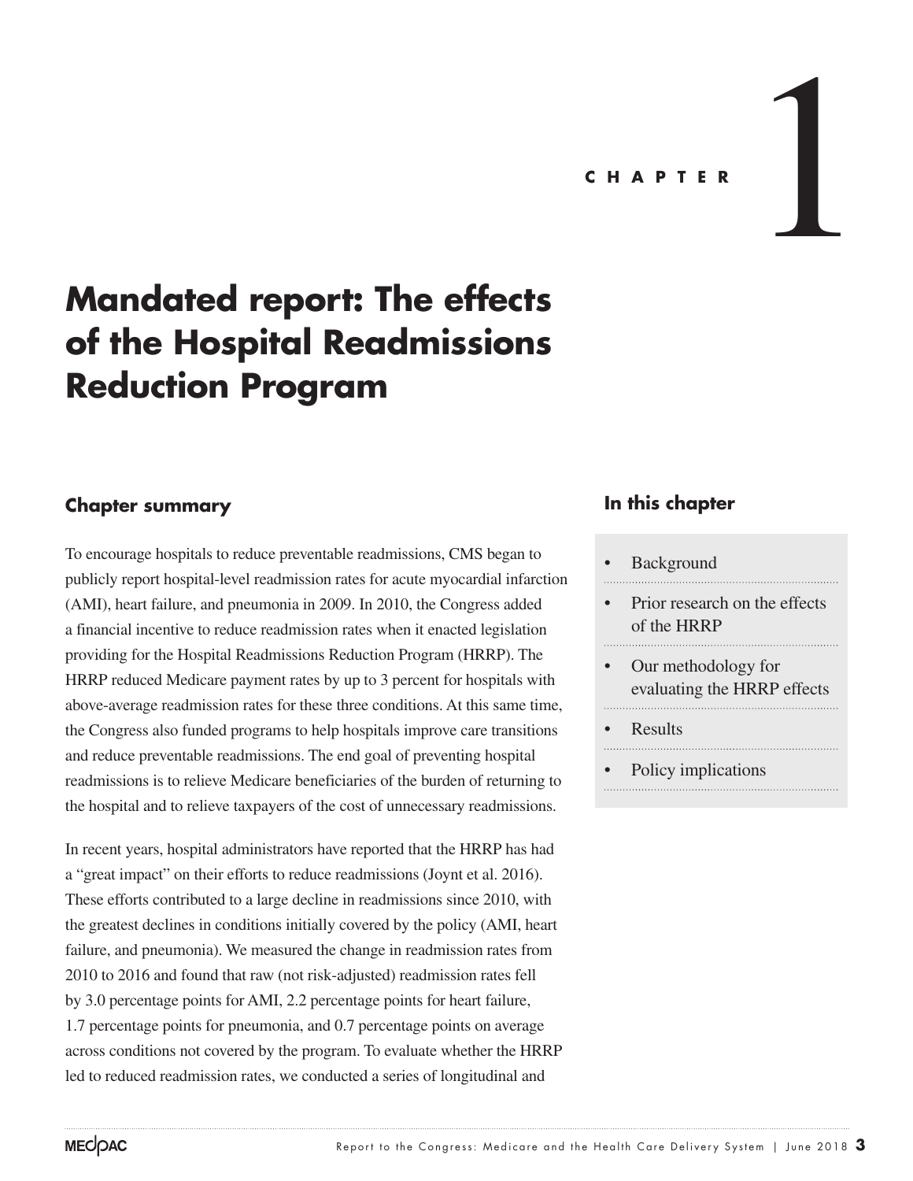CHAPTER 1

# Mandated report: The effects of the Hospital Readmissions Reduction Program

## Chapter summary

To encourage hospitals to reduce preventable readmissions, CMS began to publicly report hospital-level readmission rates for acute myocardial infarction (AMI), heart failure, and pneumonia in 2009. In 2010, the Congress added a financial incentive to reduce readmission rates when it enacted legislation providing for the Hospital Readmissions Reduction Program (HRRP). The HRRP reduced Medicare payment rates by up to 3 percent for hospitals with above-average readmission rates for these three conditions. At this same time, the Congress also funded programs to help hospitals improve care transitions and reduce preventable readmissions. The end goal of preventing hospital readmissions is to relieve Medicare beneficiaries of the burden of returning to the hospital and to relieve taxpayers of the cost of unnecessary readmissions.

In recent years, hospital administrators have reported that the HRRP has had a "great impact" on their efforts to reduce readmissions (Joynt et al. 2016). These efforts contributed to a large decline in readmissions since 2010, with the greatest declines in conditions initially covered by the policy (AMI, heart failure, and pneumonia). We measured the change in readmission rates from 2010 to 2016 and found that raw (not risk-adjusted) readmission rates fell by 3.0 percentage points for AMI, 2.2 percentage points for heart failure, 1.7 percentage points for pneumonia, and 0.7 percentage points on average across conditions not covered by the program. To evaluate whether the HRRP led to reduced readmission rates, we conducted a series of longitudinal and

### In this chapter

- Background
- Prior research on the effects of the HRRP
- Our methodology for evaluating the HRRP effects
- Results
- Policy implications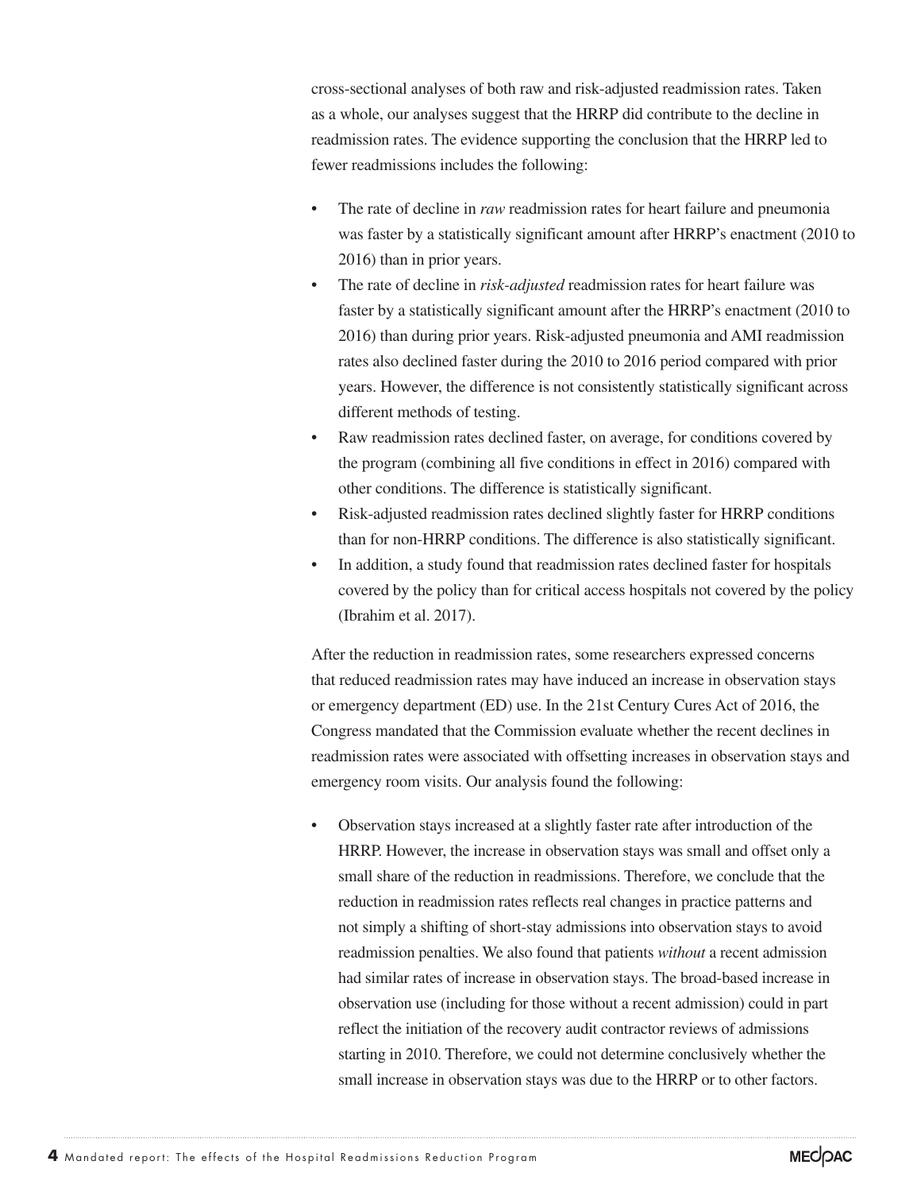cross-sectional analyses of both raw and risk-adjusted readmission rates. Taken as a whole, our analyses suggest that the HRRP did contribute to the decline in readmission rates. The evidence supporting the conclusion that the HRRP led to fewer readmissions includes the following:

- The rate of decline in *raw* readmission rates for heart failure and pneumonia was faster by a statistically significant amount after HRRP's enactment (2010 to 2016) than in prior years.
- The rate of decline in *risk-adjusted* readmission rates for heart failure was faster by a statistically significant amount after the HRRP's enactment (2010 to 2016) than during prior years. Risk-adjusted pneumonia and AMI readmission rates also declined faster during the 2010 to 2016 period compared with prior years. However, the difference is not consistently statistically significant across different methods of testing.
- Raw readmission rates declined faster, on average, for conditions covered by the program (combining all five conditions in effect in 2016) compared with other conditions. The difference is statistically significant.
- Risk-adjusted readmission rates declined slightly faster for HRRP conditions than for non-HRRP conditions. The difference is also statistically significant.
- In addition, a study found that readmission rates declined faster for hospitals covered by the policy than for critical access hospitals not covered by the policy (Ibrahim et al. 2017).

After the reduction in readmission rates, some researchers expressed concerns that reduced readmission rates may have induced an increase in observation stays or emergency department (ED) use. In the 21st Century Cures Act of 2016, the Congress mandated that the Commission evaluate whether the recent declines in readmission rates were associated with offsetting increases in observation stays and emergency room visits. Our analysis found the following:

- Observation stays increased at a slightly faster rate after introduction of the HRRP. However, the increase in observation stays was small and offset only a small share of the reduction in readmissions. Therefore, we conclude that the reduction in readmission rates reflects real changes in practice patterns and not simply a shifting of short-stay admissions into observation stays to avoid readmission penalties. We also found that patients *without* a recent admission had similar rates of increase in observation stays. The broad-based increase in observation use (including for those without a recent admission) could in part reflect the initiation of the recovery audit contractor reviews of admissions starting in 2010. Therefore, we could not determine conclusively whether the small increase in observation stays was due to the HRRP or to other factors.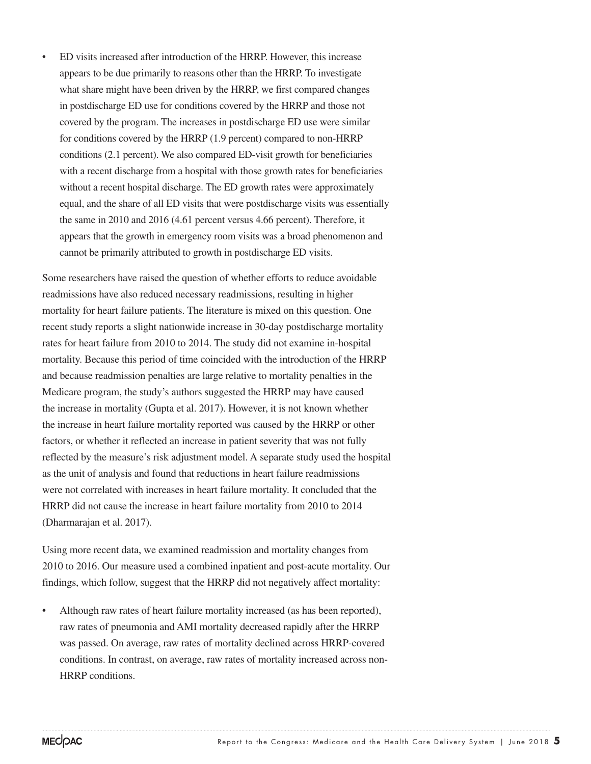- ED visits increased after introduction of the HRRP. However, this increase appears to be due primarily to reasons other than the HRRP. To investigate what share might have been driven by the HRRP, we first compared changes in postdischarge ED use for conditions covered by the HRRP and those not covered by the program. The increases in postdischarge ED use were similar for conditions covered by the HRRP (1.9 percent) compared to non-HRRP conditions (2.1 percent). We also compared ED-visit growth for beneficiaries with a recent discharge from a hospital with those growth rates for beneficiaries without a recent hospital discharge. The ED growth rates were approximately equal, and the share of all ED visits that were postdischarge visits was essentially the same in 2010 and 2016 (4.61 percent versus 4.66 percent). Therefore, it appears that the growth in emergency room visits was a broad phenomenon and cannot be primarily attributed to growth in postdischarge ED visits.

Some researchers have raised the question of whether efforts to reduce avoidable readmissions have also reduced necessary readmissions, resulting in higher mortality for heart failure patients. The literature is mixed on this question. One recent study reports a slight nationwide increase in 30-day postdischarge mortality rates for heart failure from 2010 to 2014. The study did not examine in-hospital mortality. Because this period of time coincided with the introduction of the HRRP and because readmission penalties are large relative to mortality penalties in the Medicare program, the study's authors suggested the HRRP may have caused the increase in mortality (Gupta et al. 2017). However, it is not known whether the increase in heart failure mortality reported was caused by the HRRP or other factors, or whether it reflected an increase in patient severity that was not fully reflected by the measure's risk adjustment model. A separate study used the hospital as the unit of analysis and found that reductions in heart failure readmissions were not correlated with increases in heart failure mortality. It concluded that the HRRP did not cause the increase in heart failure mortality from 2010 to 2014 (Dharmarajan et al. 2017).

Using more recent data, we examined readmission and mortality changes from 2010 to 2016. Our measure used a combined inpatient and post-acute mortality. Our findings, which follow, suggest that the HRRP did not negatively affect mortality:

- Although raw rates of heart failure mortality increased (as has been reported), raw rates of pneumonia and AMI mortality decreased rapidly after the HRRP was passed. On average, raw rates of mortality declined across HRRP-covered conditions. In contrast, on average, raw rates of mortality increased across non-HRRP conditions.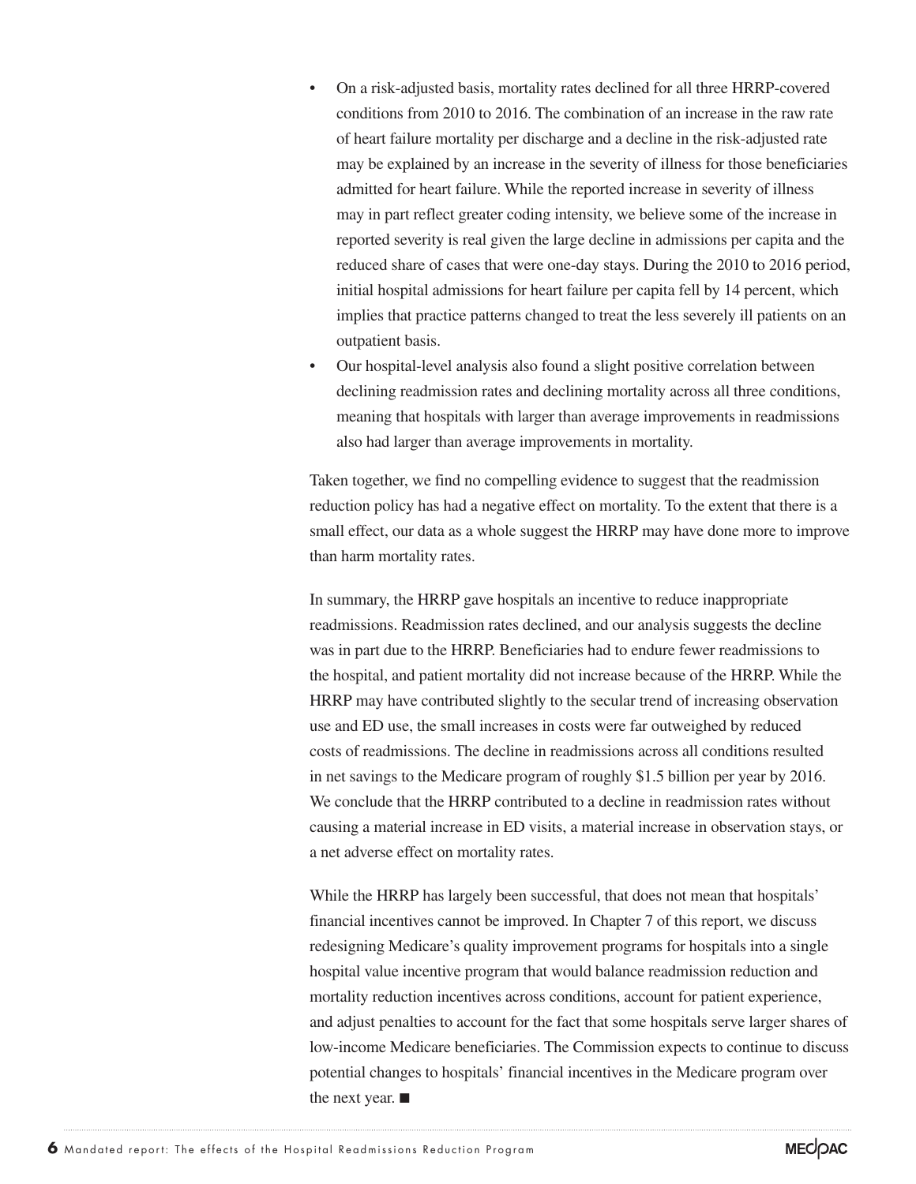- On a risk-adjusted basis, mortality rates declined for all three HRRP-covered conditions from 2010 to 2016. The combination of an increase in the raw rate of heart failure mortality per discharge and a decline in the risk-adjusted rate may be explained by an increase in the severity of illness for those beneficiaries admitted for heart failure. While the reported increase in severity of illness may in part reflect greater coding intensity, we believe some of the increase in reported severity is real given the large decline in admissions per capita and the reduced share of cases that were one-day stays. During the 2010 to 2016 period, initial hospital admissions for heart failure per capita fell by 14 percent, which implies that practice patterns changed to treat the less severely ill patients on an outpatient basis.
- Our hospital-level analysis also found a slight positive correlation between declining readmission rates and declining mortality across all three conditions, meaning that hospitals with larger than average improvements in readmissions also had larger than average improvements in mortality.

Taken together, we find no compelling evidence to suggest that the readmission reduction policy has had a negative effect on mortality. To the extent that there is a small effect, our data as a whole suggest the HRRP may have done more to improve than harm mortality rates.

In summary, the HRRP gave hospitals an incentive to reduce inappropriate readmissions. Readmission rates declined, and our analysis suggests the decline was in part due to the HRRP. Beneficiaries had to endure fewer readmissions to the hospital, and patient mortality did not increase because of the HRRP. While the HRRP may have contributed slightly to the secular trend of increasing observation use and ED use, the small increases in costs were far outweighed by reduced costs of readmissions. The decline in readmissions across all conditions resulted in net savings to the Medicare program of roughly $1.5 billion per year by 2016. We conclude that the HRRP contributed to a decline in readmission rates without causing a material increase in ED visits, a material increase in observation stays, or a net adverse effect on mortality rates.

While the HRRP has largely been successful, that does not mean that hospitals' financial incentives cannot be improved. In Chapter 7 of this report, we discuss redesigning Medicare's quality improvement programs for hospitals into a single hospital value incentive program that would balance readmission reduction and mortality reduction incentives across conditions, account for patient experience, and adjust penalties to account for the fact that some hospitals serve larger shares of low-income Medicare beneficiaries. The Commission expects to continue to discuss potential changes to hospitals' financial incentives in the Medicare program over the next year. ■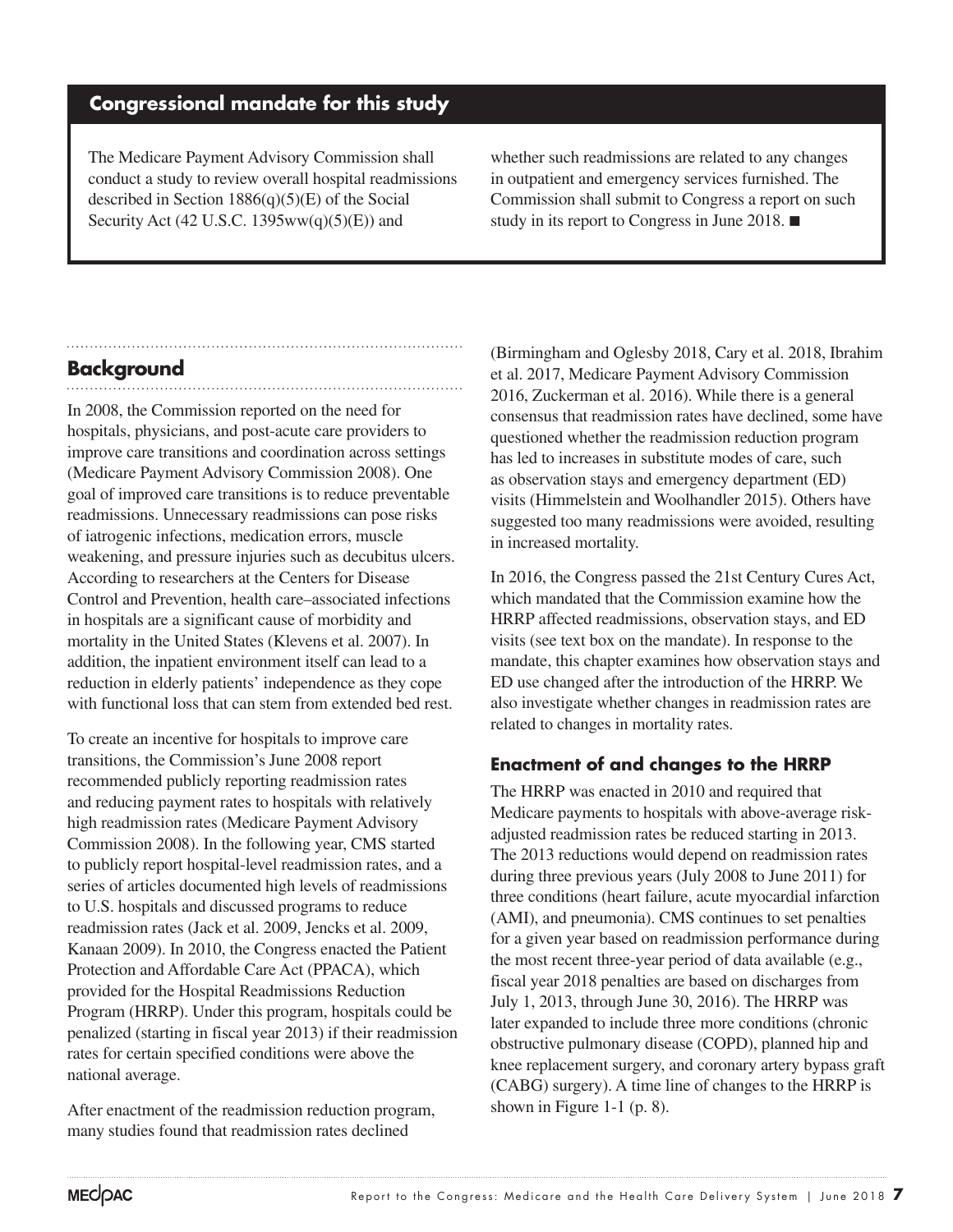## Congressional mandate for this study

The Medicare Payment Advisory Commission shall conduct a study to review overall hospital readmissions described in Section 1886(q)(5)(E) of the Social Security Act (42 U.S.C. 1395ww(q)(5)(E)) and whether such readmissions are related to any changes in outpatient and emergency services furnished. The Commission shall submit to Congress a report on such study in its report to Congress in June 2018. ■

## Background

In 2008, the Commission reported on the need for hospitals, physicians, and post-acute care providers to improve care transitions and coordination across settings (Medicare Payment Advisory Commission 2008). One goal of improved care transitions is to reduce preventable readmissions. Unnecessary readmissions can pose risks of iatrogenic infections, medication errors, muscle weakening, and pressure injuries such as decubitus ulcers. According to researchers at the Centers for Disease Control and Prevention, health care–associated infections in hospitals are a significant cause of morbidity and mortality in the United States (Klevens et al. 2007). In addition, the inpatient environment itself can lead to a reduction in elderly patients' independence as they cope with functional loss that can stem from extended bed rest.

To create an incentive for hospitals to improve care transitions, the Commission's June 2008 report recommended publicly reporting readmission rates and reducing payment rates to hospitals with relatively high readmission rates (Medicare Payment Advisory Commission 2008). In the following year, CMS started to publicly report hospital-level readmission rates, and a series of articles documented high levels of readmissions to U.S. hospitals and discussed programs to reduce readmission rates (Jack et al. 2009, Jencks et al. 2009, Kanaan 2009). In 2010, the Congress enacted the Patient Protection and Affordable Care Act (PPACA), which provided for the Hospital Readmissions Reduction Program (HRRP). Under this program, hospitals could be penalized (starting in fiscal year 2013) if their readmission rates for certain specified conditions were above the national average.

After enactment of the readmission reduction program, many studies found that readmission rates declined (Birmingham and Oglesby 2018, Cary et al. 2018, Ibrahim et al. 2017, Medicare Payment Advisory Commission 2016, Zuckerman et al. 2016). While there is a general consensus that readmission rates have declined, some have questioned whether the readmission reduction program has led to increases in substitute modes of care, such as observation stays and emergency department (ED) visits (Himmelstein and Woolhandler 2015). Others have suggested too many readmissions were avoided, resulting in increased mortality.

In 2016, the Congress passed the 21st Century Cures Act, which mandated that the Commission examine how the HRRP affected readmissions, observation stays, and ED visits (see text box on the mandate). In response to the mandate, this chapter examines how observation stays and ED use changed after the introduction of the HRRP. We also investigate whether changes in readmission rates are related to changes in mortality rates.

### Enactment of and changes to the HRRP

The HRRP was enacted in 2010 and required that Medicare payments to hospitals with above-average risk-adjusted readmission rates be reduced starting in 2013. The 2013 reductions would depend on readmission rates during three previous years (July 2008 to June 2011) for three conditions (heart failure, acute myocardial infarction (AMI), and pneumonia). CMS continues to set penalties for a given year based on readmission performance during the most recent three-year period of data available (e.g., fiscal year 2018 penalties are based on discharges from July 1, 2013, through June 30, 2016). The HRRP was later expanded to include three more conditions (chronic obstructive pulmonary disease (COPD), planned hip and knee replacement surgery, and coronary artery bypass graft (CABG) surgery). A time line of changes to the HRRP is shown in Figure 1-1 (p. 8).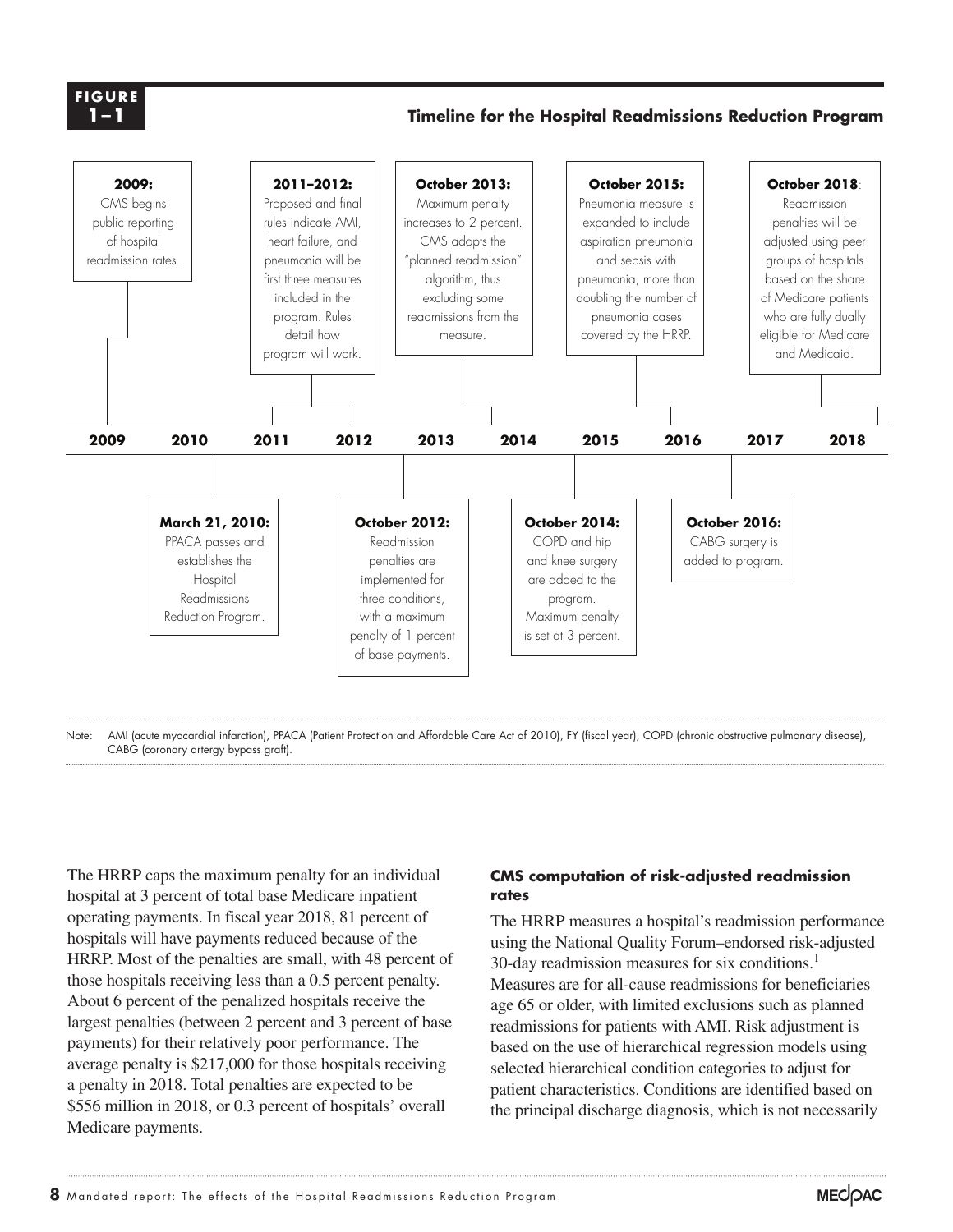**FIGURE 1–1**

**Timeline for the Hospital Readmissions Reduction Program**

- **2009:** CMS begins public reporting of hospital readmission rates.
- **March 21, 2010:** PPACA passes and establishes the Hospital Readmissions Reduction Program.
- **2011–2012:** Proposed and final rules indicate AMI, heart failure, and pneumonia will be first three measures included in the program. Rules detail how program will work.
- **October 2012:** Readmission penalties are implemented for three conditions, with a maximum penalty of 1 percent of base payments.
- **October 2013:** Maximum penalty increases to 2 percent. CMS adopts the "planned readmission" algorithm, thus excluding some readmissions from the measure.
- **October 2014:** COPD and hip and knee surgery are added to the program. Maximum penalty is set at 3 percent.
- **October 2015:** Pneumonia measure is expanded to include aspiration pneumonia and sepsis with pneumonia, more than doubling the number of pneumonia cases covered by the HRRP.
- **October 2016:** CABG surgery is added to program.
- **October 2018:** Readmission penalties will be adjusted using peer groups of hospitals based on the share of Medicare patients who are fully dually eligible for Medicare and Medicaid.

Note: AMI (acute myocardial infarction), PPACA (Patient Protection and Affordable Care Act of 2010), FY (fiscal year), COPD (chronic obstructive pulmonary disease), CABG (coronary artergy bypass graft).

The HRRP caps the maximum penalty for an individual hospital at 3 percent of total base Medicare inpatient operating payments. In fiscal year 2018, 81 percent of hospitals will have payments reduced because of the HRRP. Most of the penalties are small, with 48 percent of those hospitals receiving less than a 0.5 percent penalty. About 6 percent of the penalized hospitals receive the largest penalties (between 2 percent and 3 percent of base payments) for their relatively poor performance. The average penalty is $217,000 for those hospitals receiving a penalty in 2018. Total penalties are expected to be $556 million in 2018, or 0.3 percent of hospitals' overall Medicare payments.

### CMS computation of risk-adjusted readmission rates

The HRRP measures a hospital's readmission performance using the National Quality Forum–endorsed risk-adjusted 30-day readmission measures for six conditions.[1] Measures are for all-cause readmissions for beneficiaries age 65 or older, with limited exclusions such as planned readmissions for patients with AMI. Risk adjustment is based on the use of hierarchical regression models using selected hierarchical condition categories to adjust for patient characteristics. Conditions are identified based on the principal discharge diagnosis, which is not necessarily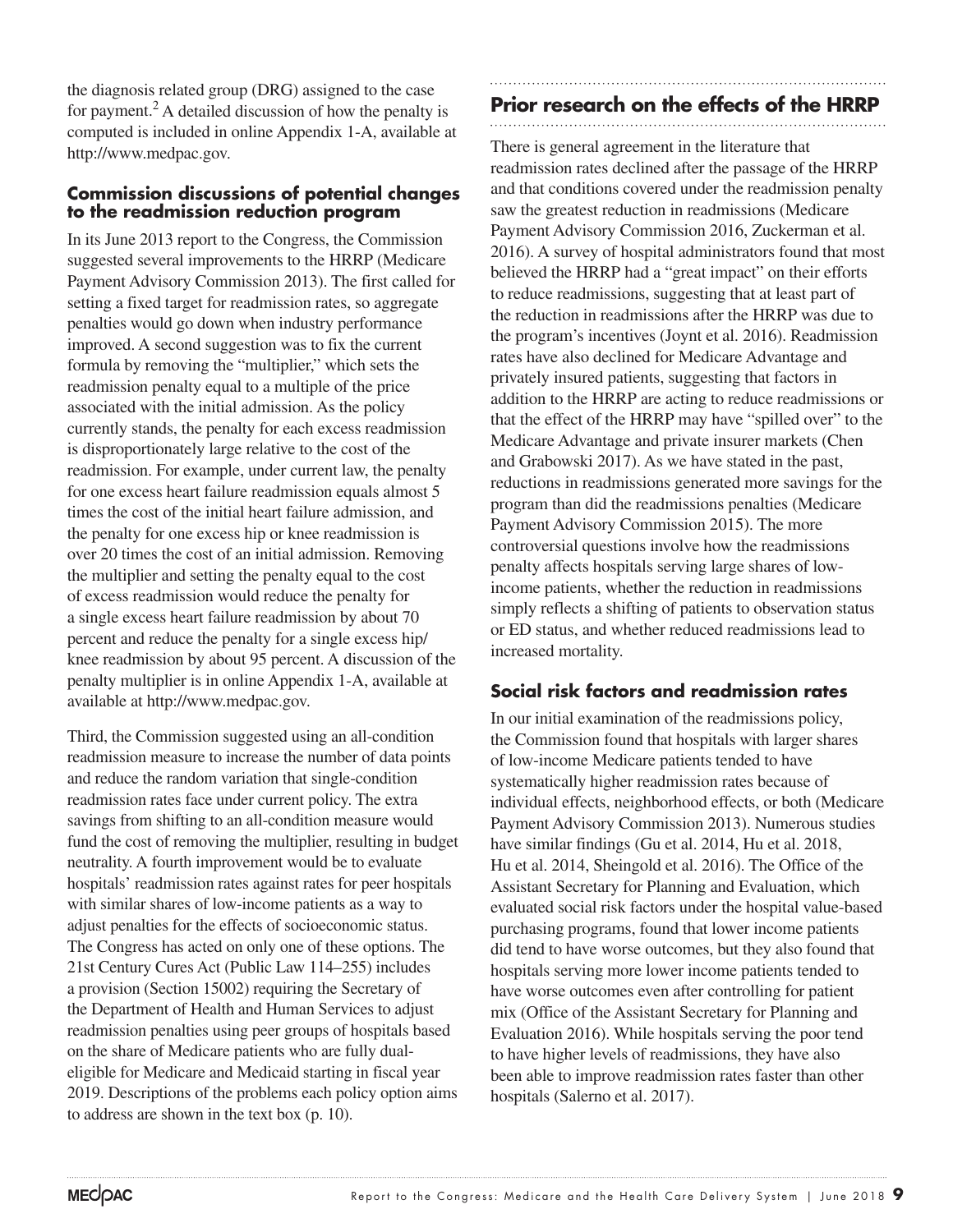the diagnosis related group (DRG) assigned to the case for payment.[2] A detailed discussion of how the penalty is computed is included in online Appendix 1-A, available at http://www.medpac.gov.

### Commission discussions of potential changes to the readmission reduction program

In its June 2013 report to the Congress, the Commission suggested several improvements to the HRRP (Medicare Payment Advisory Commission 2013). The first called for setting a fixed target for readmission rates, so aggregate penalties would go down when industry performance improved. A second suggestion was to fix the current formula by removing the "multiplier," which sets the readmission penalty equal to a multiple of the price associated with the initial admission. As the policy currently stands, the penalty for each excess readmission is disproportionately large relative to the cost of the readmission. For example, under current law, the penalty for one excess heart failure readmission equals almost 5 times the cost of the initial heart failure admission, and the penalty for one excess hip or knee readmission is over 20 times the cost of an initial admission. Removing the multiplier and setting the penalty equal to the cost of excess readmission would reduce the penalty for a single excess heart failure readmission by about 70 percent and reduce the penalty for a single excess hip/knee readmission by about 95 percent. A discussion of the penalty multiplier is in online Appendix 1-A, available at available at http://www.medpac.gov.

Third, the Commission suggested using an all-condition readmission measure to increase the number of data points and reduce the random variation that single-condition readmission rates face under current policy. The extra savings from shifting to an all-condition measure would fund the cost of removing the multiplier, resulting in budget neutrality. A fourth improvement would be to evaluate hospitals' readmission rates against rates for peer hospitals with similar shares of low-income patients as a way to adjust penalties for the effects of socioeconomic status. The Congress has acted on only one of these options. The 21st Century Cures Act (Public Law 114–255) includes a provision (Section 15002) requiring the Secretary of the Department of Health and Human Services to adjust readmission penalties using peer groups of hospitals based on the share of Medicare patients who are fully dual-eligible for Medicare and Medicaid starting in fiscal year 2019. Descriptions of the problems each policy option aims to address are shown in the text box (p. 10).

## Prior research on the effects of the HRRP

There is general agreement in the literature that readmission rates declined after the passage of the HRRP and that conditions covered under the readmission penalty saw the greatest reduction in readmissions (Medicare Payment Advisory Commission 2016, Zuckerman et al. 2016). A survey of hospital administrators found that most believed the HRRP had a "great impact" on their efforts to reduce readmissions, suggesting that at least part of the reduction in readmissions after the HRRP was due to the program's incentives (Joynt et al. 2016). Readmission rates have also declined for Medicare Advantage and privately insured patients, suggesting that factors in addition to the HRRP are acting to reduce readmissions or that the effect of the HRRP may have "spilled over" to the Medicare Advantage and private insurer markets (Chen and Grabowski 2017). As we have stated in the past, reductions in readmissions generated more savings for the program than did the readmissions penalties (Medicare Payment Advisory Commission 2015). The more controversial questions involve how the readmissions penalty affects hospitals serving large shares of low-income patients, whether the reduction in readmissions simply reflects a shifting of patients to observation status or ED status, and whether reduced readmissions lead to increased mortality.

### Social risk factors and readmission rates

In our initial examination of the readmissions policy, the Commission found that hospitals with larger shares of low-income Medicare patients tended to have systematically higher readmission rates because of individual effects, neighborhood effects, or both (Medicare Payment Advisory Commission 2013). Numerous studies have similar findings (Gu et al. 2014, Hu et al. 2018, Hu et al. 2014, Sheingold et al. 2016). The Office of the Assistant Secretary for Planning and Evaluation, which evaluated social risk factors under the hospital value-based purchasing programs, found that lower income patients did tend to have worse outcomes, but they also found that hospitals serving more lower income patients tended to have worse outcomes even after controlling for patient mix (Office of the Assistant Secretary for Planning and Evaluation 2016). While hospitals serving the poor tend to have higher levels of readmissions, they have also been able to improve readmission rates faster than other hospitals (Salerno et al. 2017).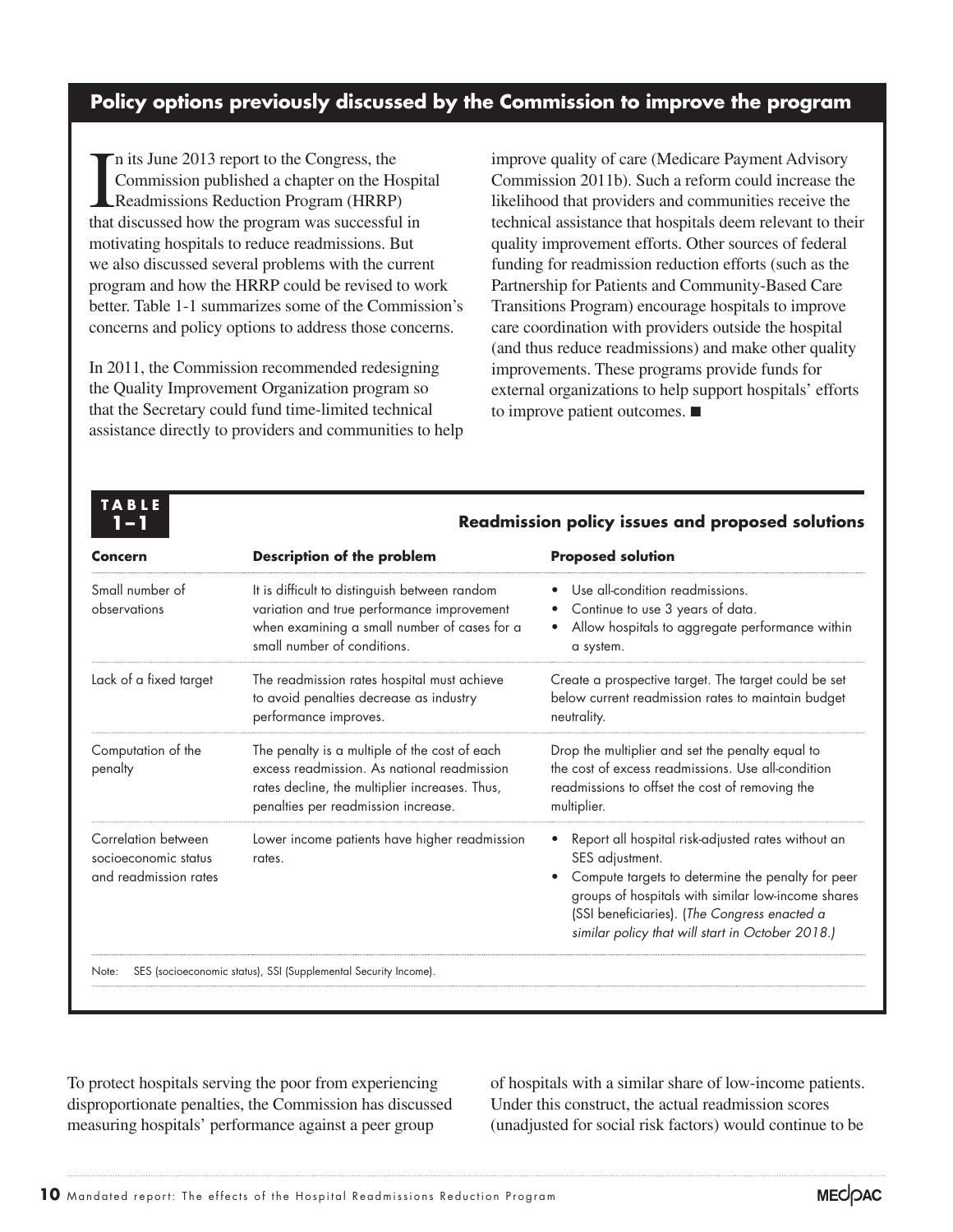## Policy options previously discussed by the Commission to improve the program

In its June 2013 report to the Congress, the Commission published a chapter on the Hospital Readmissions Reduction Program (HRRP) that discussed how the program was successful in motivating hospitals to reduce readmissions. But we also discussed several problems with the current program and how the HRRP could be revised to work better. Table 1-1 summarizes some of the Commission's concerns and policy options to address those concerns.

In 2011, the Commission recommended redesigning the Quality Improvement Organization program so that the Secretary could fund time-limited technical assistance directly to providers and communities to help improve quality of care (Medicare Payment Advisory Commission 2011b). Such a reform could increase the likelihood that providers and communities receive the technical assistance that hospitals deem relevant to their quality improvement efforts. Other sources of federal funding for readmission reduction efforts (such as the Partnership for Patients and Community-Based Care Transitions Program) encourage hospitals to improve care coordination with providers outside the hospital (and thus reduce readmissions) and make other quality improvements. These programs provide funds for external organizations to help support hospitals' efforts to improve patient outcomes. ■

**TABLE 1–1**

**Readmission policy issues and proposed solutions**

| Concern | Description of the problem | Proposed solution |
|---|---|---|
| Small number of observations | It is difficult to distinguish between random variation and true performance improvement when examining a small number of cases for a small number of conditions. | • Use all-condition readmissions.<br>• Continue to use 3 years of data.<br>• Allow hospitals to aggregate performance within a system. |
| Lack of a fixed target | The readmission rates hospital must achieve to avoid penalties decrease as industry performance improves. | Create a prospective target. The target could be set below current readmission rates to maintain budget neutrality. |
| Computation of the penalty | The penalty is a multiple of the cost of each excess readmission. As national readmission rates decline, the multiplier increases. Thus, penalties per readmission increase. | Drop the multiplier and set the penalty equal to the cost of excess readmissions. Use all-condition readmissions to offset the cost of removing the multiplier. |
| Correlation between socioeconomic status and readmission rates | Lower income patients have higher readmission rates. | • Report all hospital risk-adjusted rates without an SES adjustment.<br>• Compute targets to determine the penalty for peer groups of hospitals with similar low-income shares (SSI beneficiaries). (*The Congress enacted a similar policy that will start in October 2018.)* |

Note: SES (socioeconomic status), SSI (Supplemental Security Income).

To protect hospitals serving the poor from experiencing disproportionate penalties, the Commission has discussed measuring hospitals' performance against a peer group of hospitals with a similar share of low-income patients. Under this construct, the actual readmission scores (unadjusted for social risk factors) would continue to be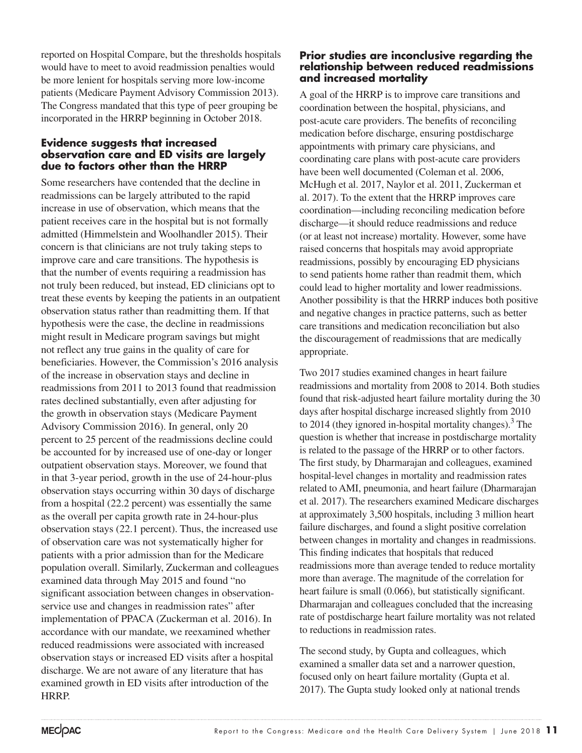reported on Hospital Compare, but the thresholds hospitals would have to meet to avoid readmission penalties would be more lenient for hospitals serving more low-income patients (Medicare Payment Advisory Commission 2013). The Congress mandated that this type of peer grouping be incorporated in the HRRP beginning in October 2018.

### Evidence suggests that increased observation care and ED visits are largely due to factors other than the HRRP

Some researchers have contended that the decline in readmissions can be largely attributed to the rapid increase in use of observation, which means that the patient receives care in the hospital but is not formally admitted (Himmelstein and Woolhandler 2015). Their concern is that clinicians are not truly taking steps to improve care and care transitions. The hypothesis is that the number of events requiring a readmission has not truly been reduced, but instead, ED clinicians opt to treat these events by keeping the patients in an outpatient observation status rather than readmitting them. If that hypothesis were the case, the decline in readmissions might result in Medicare program savings but might not reflect any true gains in the quality of care for beneficiaries. However, the Commission's 2016 analysis of the increase in observation stays and decline in readmissions from 2011 to 2013 found that readmission rates declined substantially, even after adjusting for the growth in observation stays (Medicare Payment Advisory Commission 2016). In general, only 20 percent to 25 percent of the readmissions decline could be accounted for by increased use of one-day or longer outpatient observation stays. Moreover, we found that in that 3-year period, growth in the use of 24-hour-plus observation stays occurring within 30 days of discharge from a hospital (22.2 percent) was essentially the same as the overall per capita growth rate in 24-hour-plus observation stays (22.1 percent). Thus, the increased use of observation care was not systematically higher for patients with a prior admission than for the Medicare population overall. Similarly, Zuckerman and colleagues examined data through May 2015 and found "no significant association between changes in observation-service use and changes in readmission rates" after implementation of PPACA (Zuckerman et al. 2016). In accordance with our mandate, we reexamined whether reduced readmissions were associated with increased observation stays or increased ED visits after a hospital discharge. We are not aware of any literature that has examined growth in ED visits after introduction of the HRRP.

### Prior studies are inconclusive regarding the relationship between reduced readmissions and increased mortality

A goal of the HRRP is to improve care transitions and coordination between the hospital, physicians, and post-acute care providers. The benefits of reconciling medication before discharge, ensuring postdischarge appointments with primary care physicians, and coordinating care plans with post-acute care providers have been well documented (Coleman et al. 2006, McHugh et al. 2017, Naylor et al. 2011, Zuckerman et al. 2017). To the extent that the HRRP improves care coordination—including reconciling medication before discharge—it should reduce readmissions and reduce (or at least not increase) mortality. However, some have raised concerns that hospitals may avoid appropriate readmissions, possibly by encouraging ED physicians to send patients home rather than readmit them, which could lead to higher mortality and lower readmissions. Another possibility is that the HRRP induces both positive and negative changes in practice patterns, such as better care transitions and medication reconciliation but also the discouragement of readmissions that are medically appropriate.

Two 2017 studies examined changes in heart failure readmissions and mortality from 2008 to 2014. Both studies found that risk-adjusted heart failure mortality during the 30 days after hospital discharge increased slightly from 2010 to 2014 (they ignored in-hospital mortality changes).[3] The question is whether that increase in postdischarge mortality is related to the passage of the HRRP or to other factors. The first study, by Dharmarajan and colleagues, examined hospital-level changes in mortality and readmission rates related to AMI, pneumonia, and heart failure (Dharmarajan et al. 2017). The researchers examined Medicare discharges at approximately 3,500 hospitals, including 3 million heart failure discharges, and found a slight positive correlation between changes in mortality and changes in readmissions. This finding indicates that hospitals that reduced readmissions more than average tended to reduce mortality more than average. The magnitude of the correlation for heart failure is small (0.066), but statistically significant. Dharmarajan and colleagues concluded that the increasing rate of postdischarge heart failure mortality was not related to reductions in readmission rates.

The second study, by Gupta and colleagues, which examined a smaller data set and a narrower question, focused only on heart failure mortality (Gupta et al. 2017). The Gupta study looked only at national trends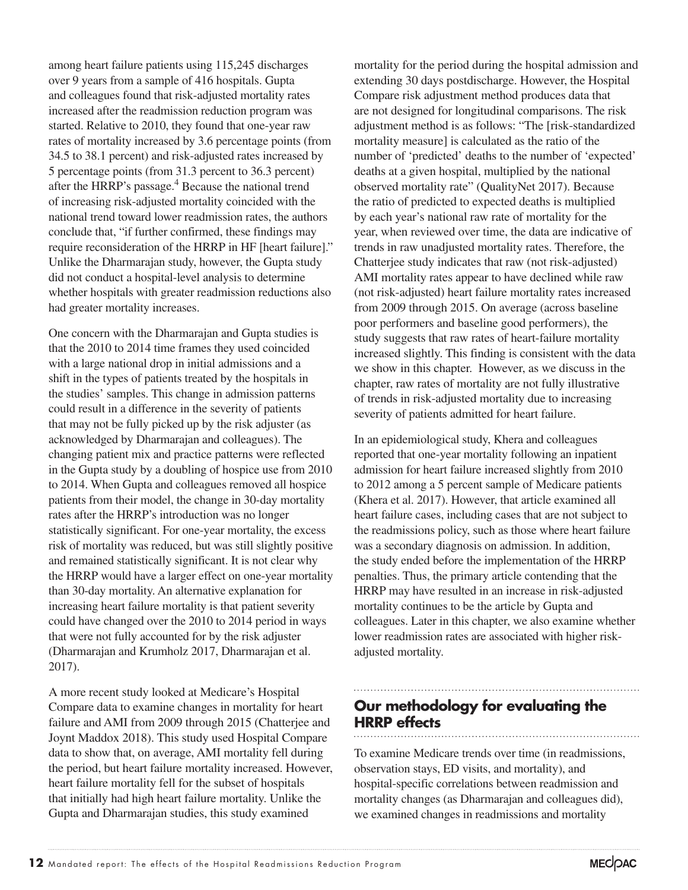among heart failure patients using 115,245 discharges over 9 years from a sample of 416 hospitals. Gupta and colleagues found that risk-adjusted mortality rates increased after the readmission reduction program was started. Relative to 2010, they found that one-year raw rates of mortality increased by 3.6 percentage points (from 34.5 to 38.1 percent) and risk-adjusted rates increased by 5 percentage points (from 31.3 percent to 36.3 percent) after the HRRP's passage.[4] Because the national trend of increasing risk-adjusted mortality coincided with the national trend toward lower readmission rates, the authors conclude that, "if further confirmed, these findings may require reconsideration of the HRRP in HF [heart failure]." Unlike the Dharmarajan study, however, the Gupta study did not conduct a hospital-level analysis to determine whether hospitals with greater readmission reductions also had greater mortality increases.

One concern with the Dharmarajan and Gupta studies is that the 2010 to 2014 time frames they used coincided with a large national drop in initial admissions and a shift in the types of patients treated by the hospitals in the studies' samples. This change in admission patterns could result in a difference in the severity of patients that may not be fully picked up by the risk adjuster (as acknowledged by Dharmarajan and colleagues). The changing patient mix and practice patterns were reflected in the Gupta study by a doubling of hospice use from 2010 to 2014. When Gupta and colleagues removed all hospice patients from their model, the change in 30-day mortality rates after the HRRP's introduction was no longer statistically significant. For one-year mortality, the excess risk of mortality was reduced, but was still slightly positive and remained statistically significant. It is not clear why the HRRP would have a larger effect on one-year mortality than 30-day mortality. An alternative explanation for increasing heart failure mortality is that patient severity could have changed over the 2010 to 2014 period in ways that were not fully accounted for by the risk adjuster (Dharmarajan and Krumholz 2017, Dharmarajan et al. 2017).

A more recent study looked at Medicare's Hospital Compare data to examine changes in mortality for heart failure and AMI from 2009 through 2015 (Chatterjee and Joynt Maddox 2018). This study used Hospital Compare data to show that, on average, AMI mortality fell during the period, but heart failure mortality increased. However, heart failure mortality fell for the subset of hospitals that initially had high heart failure mortality. Unlike the Gupta and Dharmarajan studies, this study examined mortality for the period during the hospital admission and extending 30 days postdischarge. However, the Hospital Compare risk adjustment method produces data that are not designed for longitudinal comparisons. The risk adjustment method is as follows: "The [risk-standardized mortality measure] is calculated as the ratio of the number of 'predicted' deaths to the number of 'expected' deaths at a given hospital, multiplied by the national observed mortality rate" (QualityNet 2017). Because the ratio of predicted to expected deaths is multiplied by each year's national raw rate of mortality for the year, when reviewed over time, the data are indicative of trends in raw unadjusted mortality rates. Therefore, the Chatterjee study indicates that raw (not risk-adjusted) AMI mortality rates appear to have declined while raw (not risk-adjusted) heart failure mortality rates increased from 2009 through 2015. On average (across baseline poor performers and baseline good performers), the study suggests that raw rates of heart-failure mortality increased slightly. This finding is consistent with the data we show in this chapter. However, as we discuss in the chapter, raw rates of mortality are not fully illustrative of trends in risk-adjusted mortality due to increasing severity of patients admitted for heart failure.

In an epidemiological study, Khera and colleagues reported that one-year mortality following an inpatient admission for heart failure increased slightly from 2010 to 2012 among a 5 percent sample of Medicare patients (Khera et al. 2017). However, that article examined all heart failure cases, including cases that are not subject to the readmissions policy, such as those where heart failure was a secondary diagnosis on admission. In addition, the study ended before the implementation of the HRRP penalties. Thus, the primary article contending that the HRRP may have resulted in an increase in risk-adjusted mortality continues to be the article by Gupta and colleagues. Later in this chapter, we also examine whether lower readmission rates are associated with higher risk-adjusted mortality.

## Our methodology for evaluating the HRRP effects

To examine Medicare trends over time (in readmissions, observation stays, ED visits, and mortality), and hospital-specific correlations between readmission and mortality changes (as Dharmarajan and colleagues did), we examined changes in readmissions and mortality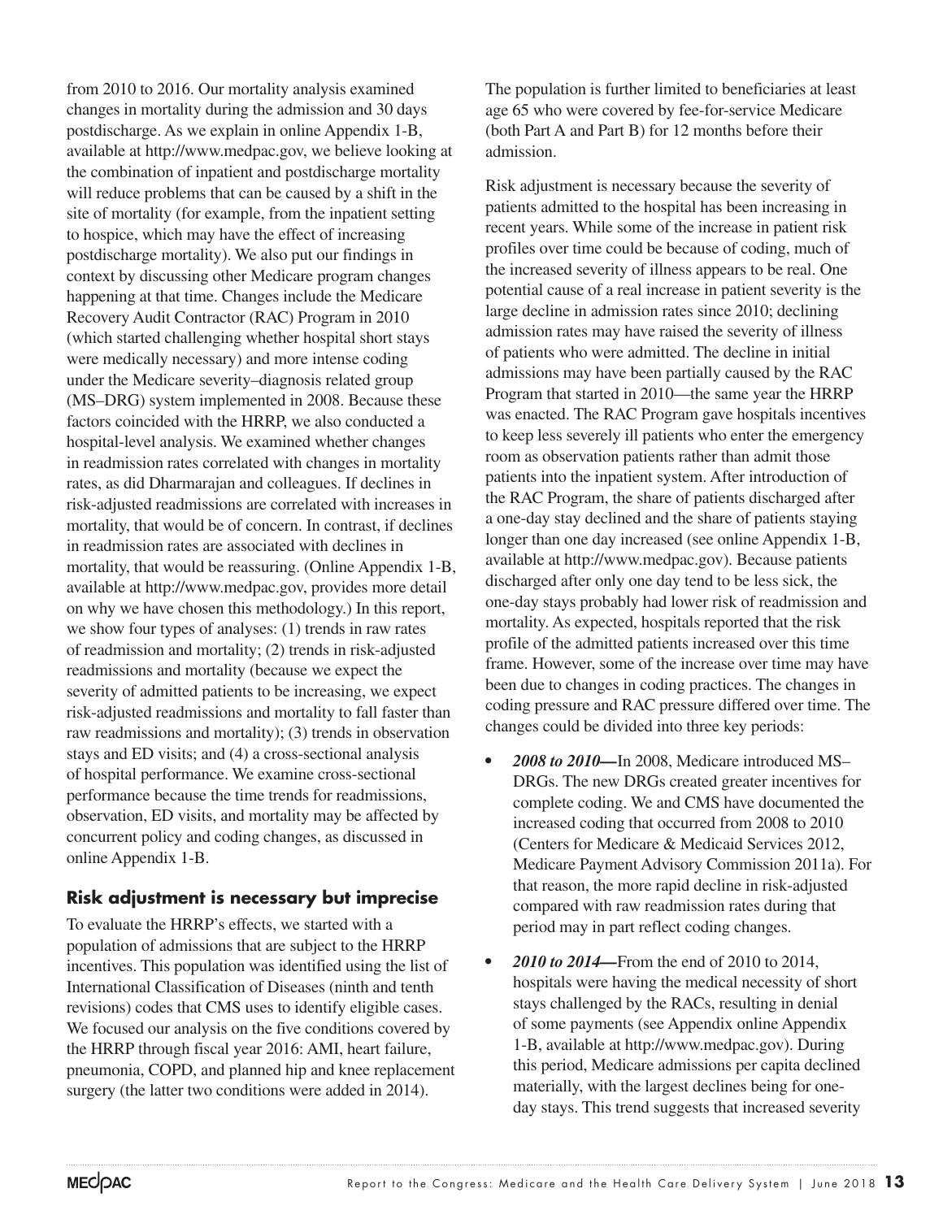from 2010 to 2016. Our mortality analysis examined changes in mortality during the admission and 30 days postdischarge. As we explain in online Appendix 1-B, available at http://www.medpac.gov, we believe looking at the combination of inpatient and postdischarge mortality will reduce problems that can be caused by a shift in the site of mortality (for example, from the inpatient setting to hospice, which may have the effect of increasing postdischarge mortality). We also put our findings in context by discussing other Medicare program changes happening at that time. Changes include the Medicare Recovery Audit Contractor (RAC) Program in 2010 (which started challenging whether hospital short stays were medically necessary) and more intense coding under the Medicare severity–diagnosis related group (MS–DRG) system implemented in 2008. Because these factors coincided with the HRRP, we also conducted a hospital-level analysis. We examined whether changes in readmission rates correlated with changes in mortality rates, as did Dharmarajan and colleagues. If declines in risk-adjusted readmissions are correlated with increases in mortality, that would be of concern. In contrast, if declines in readmission rates are associated with declines in mortality, that would be reassuring. (Online Appendix 1-B, available at http://www.medpac.gov, provides more detail on why we have chosen this methodology.) In this report, we show four types of analyses: (1) trends in raw rates of readmission and mortality; (2) trends in risk-adjusted readmissions and mortality (because we expect the severity of admitted patients to be increasing, we expect risk-adjusted readmissions and mortality to fall faster than raw readmissions and mortality); (3) trends in observation stays and ED visits; and (4) a cross-sectional analysis of hospital performance. We examine cross-sectional performance because the time trends for readmissions, observation, ED visits, and mortality may be affected by concurrent policy and coding changes, as discussed in online Appendix 1-B.

## Risk adjustment is necessary but imprecise

To evaluate the HRRP's effects, we started with a population of admissions that are subject to the HRRP incentives. This population was identified using the list of International Classification of Diseases (ninth and tenth revisions) codes that CMS uses to identify eligible cases. We focused our analysis on the five conditions covered by the HRRP through fiscal year 2016: AMI, heart failure, pneumonia, COPD, and planned hip and knee replacement surgery (the latter two conditions were added in 2014). The population is further limited to beneficiaries at least age 65 who were covered by fee-for-service Medicare (both Part A and Part B) for 12 months before their admission.

Risk adjustment is necessary because the severity of patients admitted to the hospital has been increasing in recent years. While some of the increase in patient risk profiles over time could be because of coding, much of the increased severity of illness appears to be real. One potential cause of a real increase in patient severity is the large decline in admission rates since 2010; declining admission rates may have raised the severity of illness of patients who were admitted. The decline in initial admissions may have been partially caused by the RAC Program that started in 2010—the same year the HRRP was enacted. The RAC Program gave hospitals incentives to keep less severely ill patients who enter the emergency room as observation patients rather than admit those patients into the inpatient system. After introduction of the RAC Program, the share of patients discharged after a one-day stay declined and the share of patients staying longer than one day increased (see online Appendix 1-B, available at http://www.medpac.gov). Because patients discharged after only one day tend to be less sick, the one-day stays probably had lower risk of readmission and mortality. As expected, hospitals reported that the risk profile of the admitted patients increased over this time frame. However, some of the increase over time may have been due to changes in coding practices. The changes in coding pressure and RAC pressure differed over time. The changes could be divided into three key periods:

- ***2008 to 2010—***In 2008, Medicare introduced MS–DRGs. The new DRGs created greater incentives for complete coding. We and CMS have documented the increased coding that occurred from 2008 to 2010 (Centers for Medicare & Medicaid Services 2012, Medicare Payment Advisory Commission 2011a). For that reason, the more rapid decline in risk-adjusted compared with raw readmission rates during that period may in part reflect coding changes.
- ***2010 to 2014—***From the end of 2010 to 2014, hospitals were having the medical necessity of short stays challenged by the RACs, resulting in denial of some payments (see Appendix online Appendix 1-B, available at http://www.medpac.gov). During this period, Medicare admissions per capita declined materially, with the largest declines being for one-day stays. This trend suggests that increased severity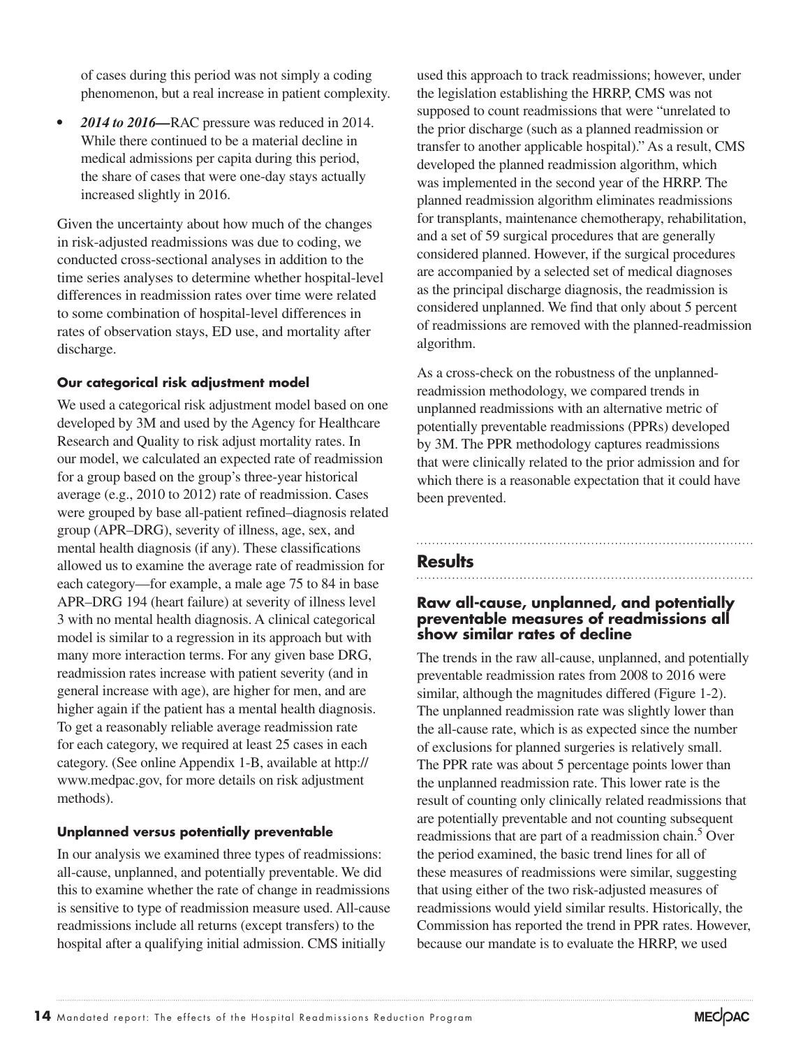of cases during this period was not simply a coding phenomenon, but a real increase in patient complexity.

- ***2014 to 2016—***RAC pressure was reduced in 2014. While there continued to be a material decline in medical admissions per capita during this period, the share of cases that were one-day stays actually increased slightly in 2016.

Given the uncertainty about how much of the changes in risk-adjusted readmissions was due to coding, we conducted cross-sectional analyses in addition to the time series analyses to determine whether hospital-level differences in readmission rates over time were related to some combination of hospital-level differences in rates of observation stays, ED use, and mortality after discharge.

#### Our categorical risk adjustment model

We used a categorical risk adjustment model based on one developed by 3M and used by the Agency for Healthcare Research and Quality to risk adjust mortality rates. In our model, we calculated an expected rate of readmission for a group based on the group's three-year historical average (e.g., 2010 to 2012) rate of readmission. Cases were grouped by base all-patient refined–diagnosis related group (APR–DRG), severity of illness, age, sex, and mental health diagnosis (if any). These classifications allowed us to examine the average rate of readmission for each category—for example, a male age 75 to 84 in base APR–DRG 194 (heart failure) at severity of illness level 3 with no mental health diagnosis. A clinical categorical model is similar to a regression in its approach but with many more interaction terms. For any given base DRG, readmission rates increase with patient severity (and in general increase with age), are higher for men, and are higher again if the patient has a mental health diagnosis. To get a reasonably reliable average readmission rate for each category, we required at least 25 cases in each category. (See online Appendix 1-B, available at http://www.medpac.gov, for more details on risk adjustment methods).

#### Unplanned versus potentially preventable

In our analysis we examined three types of readmissions: all-cause, unplanned, and potentially preventable. We did this to examine whether the rate of change in readmissions is sensitive to type of readmission measure used. All-cause readmissions include all returns (except transfers) to the hospital after a qualifying initial admission. CMS initially used this approach to track readmissions; however, under the legislation establishing the HRRP, CMS was not supposed to count readmissions that were "unrelated to the prior discharge (such as a planned readmission or transfer to another applicable hospital)." As a result, CMS developed the planned readmission algorithm, which was implemented in the second year of the HRRP. The planned readmission algorithm eliminates readmissions for transplants, maintenance chemotherapy, rehabilitation, and a set of 59 surgical procedures that are generally considered planned. However, if the surgical procedures are accompanied by a selected set of medical diagnoses as the principal discharge diagnosis, the readmission is considered unplanned. We find that only about 5 percent of readmissions are removed with the planned-readmission algorithm.

As a cross-check on the robustness of the unplanned-readmission methodology, we compared trends in unplanned readmissions with an alternative metric of potentially preventable readmissions (PPRs) developed by 3M. The PPR methodology captures readmissions that were clinically related to the prior admission and for which there is a reasonable expectation that it could have been prevented.

## Results

### Raw all-cause, unplanned, and potentially preventable measures of readmissions all show similar rates of decline

The trends in the raw all-cause, unplanned, and potentially preventable readmission rates from 2008 to 2016 were similar, although the magnitudes differed (Figure 1-2). The unplanned readmission rate was slightly lower than the all-cause rate, which is as expected since the number of exclusions for planned surgeries is relatively small. The PPR rate was about 5 percentage points lower than the unplanned readmission rate. This lower rate is the result of counting only clinically related readmissions that are potentially preventable and not counting subsequent readmissions that are part of a readmission chain.[5] Over the period examined, the basic trend lines for all of these measures of readmissions were similar, suggesting that using either of the two risk-adjusted measures of readmissions would yield similar results. Historically, the Commission has reported the trend in PPR rates. However, because our mandate is to evaluate the HRRP, we used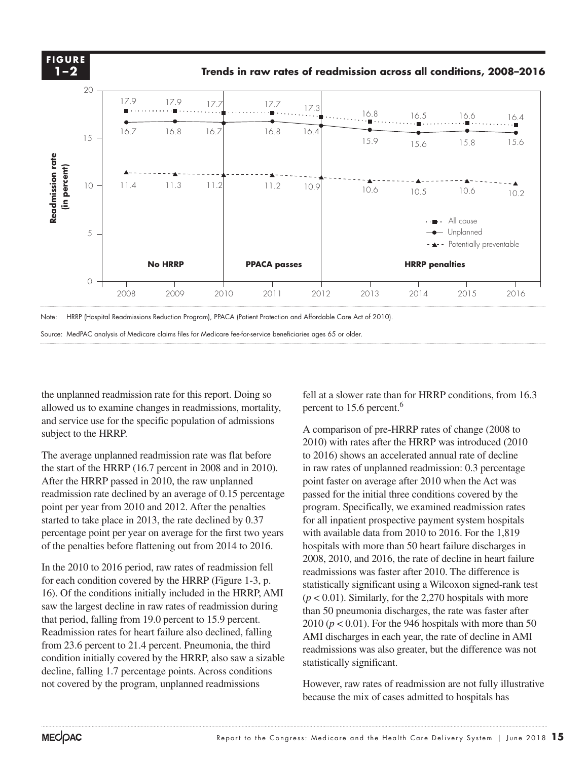**FIGURE 1–2**

**Trends in raw rates of readmission across all conditions, 2008–2016**

| Year | All cause | Unplanned | Potentially preventable |
|---|---|---|---|
| 2008 | 17.9 | 16.7 | 11.4 |
| 2009 | 17.9 | 16.8 | 11.3 |
| 2010 | 17.7 | 16.7 | 11.2 |
| 2011 | 17.7 | 16.8 | 11.2 |
| 2012 | 17.3 | 16.4 | 10.9 |
| 2013 | 16.8 | 15.9 | 10.6 |
| 2014 | 16.5 | 15.6 | 10.5 |
| 2015 | 16.6 | 15.8 | 10.6 |
| 2016 | 16.4 | 15.6 | 10.2 |

Periods: No HRRP (2008–2010); PPACA passes (2010–2012); HRRP penalties (2012–2016). Y-axis: Readmission rate (in percent).

Note: HRRP (Hospital Readmissions Reduction Program), PPACA (Patient Protection and Affordable Care Act of 2010).

Source: MedPAC analysis of Medicare claims files for Medicare fee-for-service beneficiaries ages 65 or older.

the unplanned readmission rate for this report. Doing so allowed us to examine changes in readmissions, mortality, and service use for the specific population of admissions subject to the HRRP.

The average unplanned readmission rate was flat before the start of the HRRP (16.7 percent in 2008 and in 2010). After the HRRP passed in 2010, the raw unplanned readmission rate declined by an average of 0.15 percentage point per year from 2010 and 2012. After the penalties started to take place in 2013, the rate declined by 0.37 percentage point per year on average for the first two years of the penalties before flattening out from 2014 to 2016.

In the 2010 to 2016 period, raw rates of readmission fell for each condition covered by the HRRP (Figure 1-3, p. 16). Of the conditions initially included in the HRRP, AMI saw the largest decline in raw rates of readmission during that period, falling from 19.0 percent to 15.9 percent. Readmission rates for heart failure also declined, falling from 23.6 percent to 21.4 percent. Pneumonia, the third condition initially covered by the HRRP, also saw a sizable decline, falling 1.7 percentage points. Across conditions not covered by the program, unplanned readmissions fell at a slower rate than for HRRP conditions, from 16.3 percent to 15.6 percent.[6]

A comparison of pre-HRRP rates of change (2008 to 2010) with rates after the HRRP was introduced (2010 to 2016) shows an accelerated annual rate of decline in raw rates of unplanned readmission: 0.3 percentage point faster on average after 2010 when the Act was passed for the initial three conditions covered by the program. Specifically, we examined readmission rates for all inpatient prospective payment system hospitals with available data from 2010 to 2016. For the 1,819 hospitals with more than 50 heart failure discharges in 2008, 2010, and 2016, the rate of decline in heart failure readmissions was faster after 2010. The difference is statistically significant using a Wilcoxon signed-rank test ($p < 0.01$). Similarly, for the 2,270 hospitals with more than 50 pneumonia discharges, the rate was faster after 2010 ($p < 0.01$). For the 946 hospitals with more than 50 AMI discharges in each year, the rate of decline in AMI readmissions was also greater, but the difference was not statistically significant.

However, raw rates of readmission are not fully illustrative because the mix of cases admitted to hospitals has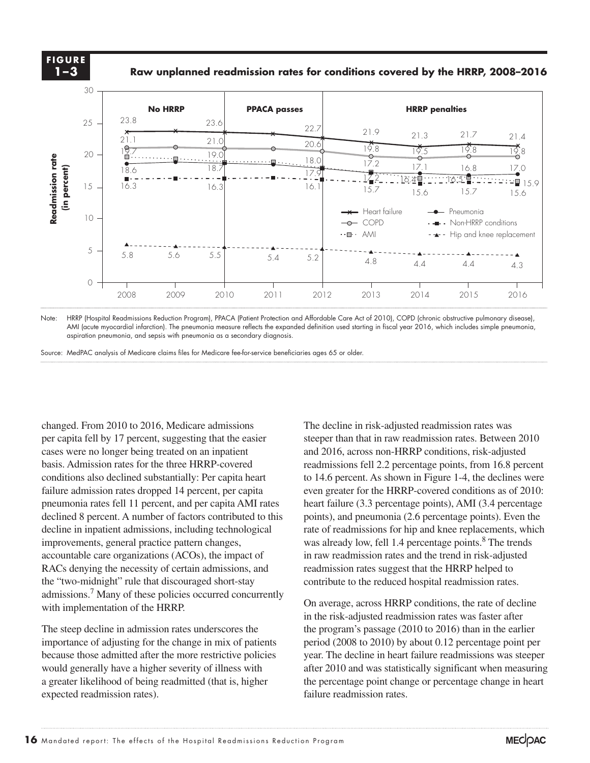**FIGURE 1–3**

**Raw unplanned readmission rates for conditions covered by the HRRP, 2008–2016**

| Condition | 2008 | 2009 | 2010 | 2011 | 2012 | 2013 | 2014 | 2015 | 2016 |
|---|---|---|---|---|---|---|---|---|---|
| Heart failure | 23.8 | | 23.6 | | 22.7 | 21.9 | 21.3 | 21.7 | 21.4 |
| COPD | 21.1 | | 21.0 | | 20.6 | 19.8 | 19.5 | 19.8 | 19.8 |
| AMI | 19.7 | | 19.0 | | 18.0 | 17.2 | 16.4 | 16.5 | 15.9 |
| Pneumonia | 18.6 | | 18.7 | | 17.9 | 17.2 | 17.1 | 16.8 | 17.0 |
| Non-HRRP conditions | 16.3 | | 16.3 | | 16.1 | 15.7 | 15.6 | 15.7 | 15.6 |
| Hip and knee replacement | 5.8 | 5.6 | 5.5 | 5.4 | 5.2 | 4.8 | 4.4 | 4.4 | 4.3 |

Periods: No HRRP (2008–2010); PPACA passes (2010–2012); HRRP penalties (2012–2016). Y-axis: Readmission rate (in percent).

Note: HRRP (Hospital Readmissions Reduction Program), PPACA (Patient Protection and Affordable Care Act of 2010), COPD (chronic obstructive pulmonary disease), AMI (acute myocardial infarction). The pneumonia measure reflects the expanded definition used starting in fiscal year 2016, which includes simple pneumonia, aspiration pneumonia, and sepsis with pneumonia as a secondary diagnosis.

Source: MedPAC analysis of Medicare claims files for Medicare fee-for-service beneficiaries ages 65 or older.

changed. From 2010 to 2016, Medicare admissions per capita fell by 17 percent, suggesting that the easier cases were no longer being treated on an inpatient basis. Admission rates for the three HRRP-covered conditions also declined substantially: Per capita heart failure admission rates dropped 14 percent, per capita pneumonia rates fell 11 percent, and per capita AMI rates declined 8 percent. A number of factors contributed to this decline in inpatient admissions, including technological improvements, general practice pattern changes, accountable care organizations (ACOs), the impact of RACs denying the necessity of certain admissions, and the "two-midnight" rule that discouraged short-stay admissions.[7] Many of these policies occurred concurrently with implementation of the HRRP.

The steep decline in admission rates underscores the importance of adjusting for the change in mix of patients because those admitted after the more restrictive policies would generally have a higher severity of illness with a greater likelihood of being readmitted (that is, higher expected readmission rates).

The decline in risk-adjusted readmission rates was steeper than that in raw readmission rates. Between 2010 and 2016, across non-HRRP conditions, risk-adjusted readmissions fell 2.2 percentage points, from 16.8 percent to 14.6 percent. As shown in Figure 1-4, the declines were even greater for the HRRP-covered conditions as of 2010: heart failure (3.3 percentage points), AMI (3.4 percentage points), and pneumonia (2.6 percentage points). Even the rate of readmissions for hip and knee replacements, which was already low, fell 1.4 percentage points.[8] The trends in raw readmission rates and the trend in risk-adjusted readmission rates suggest that the HRRP helped to contribute to the reduced hospital readmission rates.

On average, across HRRP conditions, the rate of decline in the risk-adjusted readmission rates was faster after the program's passage (2010 to 2016) than in the earlier period (2008 to 2010) by about 0.12 percentage point per year. The decline in heart failure readmissions was steeper after 2010 and was statistically significant when measuring the percentage point change or percentage change in heart failure readmission rates.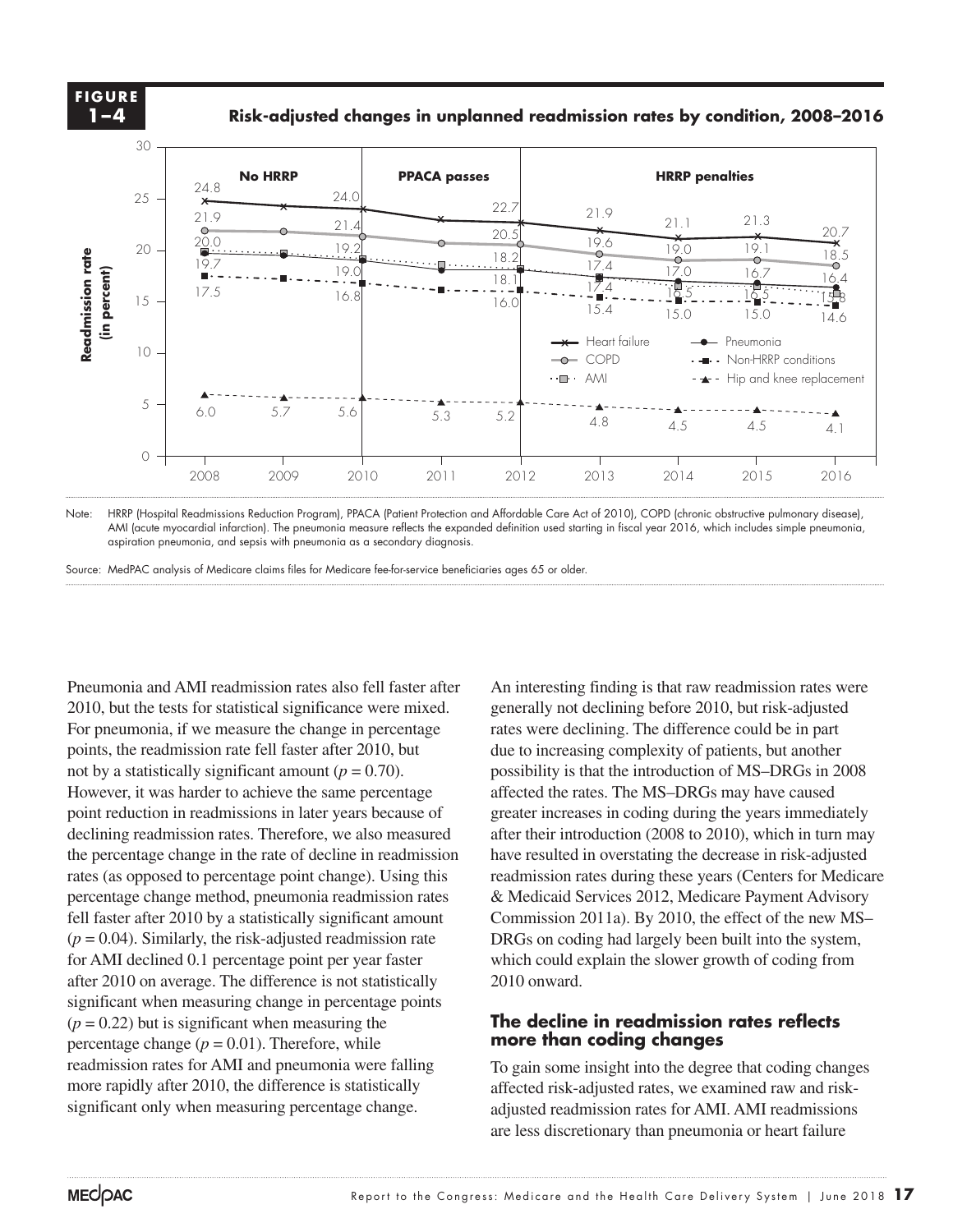**FIGURE 1–4**

**Risk-adjusted changes in unplanned readmission rates by condition, 2008–2016**

Readmission rate (in percent). Periods: No HRRP (2008–2010); PPACA passes (2010–2012); HRRP penalties (2012–2016). Blank cells indicate years with no labeled value in the figure.

| Condition | 2008 | 2009 | 2010 | 2011 | 2012 | 2013 | 2014 | 2015 | 2016 |
|---|---|---|---|---|---|---|---|---|---|
| Heart failure | 24.8 | | 24.0 | | 22.7 | 21.9 | 21.1 | 21.3 | 20.7 |
| COPD | 21.9 | | 21.4 | | 20.5 | 19.6 | 19.0 | 19.1 | 18.5 |
| AMI | 20.0 | | 19.2 | | 18.2 | 17.4 | 16.5 | 16.5 | 15.8 |
| Pneumonia | 19.7 | | 19.0 | | 18.1 | 17.4 | 17.0 | 16.7 | 16.4 |
| Non-HRRP conditions | 17.5 | | 16.8 | | 16.0 | 15.4 | 15.0 | 15.0 | 14.6 |
| Hip and knee replacement | 6.0 | 5.7 | 5.6 | 5.3 | 5.2 | 4.8 | 4.5 | 4.5 | 4.1 |

Note: HRRP (Hospital Readmissions Reduction Program), PPACA (Patient Protection and Affordable Care Act of 2010), COPD (chronic obstructive pulmonary disease), AMI (acute myocardial infarction). The pneumonia measure reflects the expanded definition used starting in fiscal year 2016, which includes simple pneumonia, aspiration pneumonia, and sepsis with pneumonia as a secondary diagnosis.

Source: MedPAC analysis of Medicare claims files for Medicare fee-for-service beneficiaries ages 65 or older.

Pneumonia and AMI readmission rates also fell faster after 2010, but the tests for statistical significance were mixed. For pneumonia, if we measure the change in percentage points, the readmission rate fell faster after 2010, but not by a statistically significant amount ($p = 0.70$). However, it was harder to achieve the same percentage point reduction in readmissions in later years because of declining readmission rates. Therefore, we also measured the percentage change in the rate of decline in readmission rates (as opposed to percentage point change). Using this percentage change method, pneumonia readmission rates fell faster after 2010 by a statistically significant amount ($p = 0.04$). Similarly, the risk-adjusted readmission rate for AMI declined 0.1 percentage point per year faster after 2010 on average. The difference is not statistically significant when measuring change in percentage points ($p = 0.22$) but is significant when measuring the percentage change ($p = 0.01$). Therefore, while readmission rates for AMI and pneumonia were falling more rapidly after 2010, the difference is statistically significant only when measuring percentage change.

An interesting finding is that raw readmission rates were generally not declining before 2010, but risk-adjusted rates were declining. The difference could be in part due to increasing complexity of patients, but another possibility is that the introduction of MS–DRGs in 2008 affected the rates. The MS–DRGs may have caused greater increases in coding during the years immediately after their introduction (2008 to 2010), which in turn may have resulted in overstating the decrease in risk-adjusted readmission rates during these years (Centers for Medicare & Medicaid Services 2012, Medicare Payment Advisory Commission 2011a). By 2010, the effect of the new MS–DRGs on coding had largely been built into the system, which could explain the slower growth of coding from 2010 onward.

### The decline in readmission rates reflects more than coding changes

To gain some insight into the degree that coding changes affected risk-adjusted rates, we examined raw and risk-adjusted readmission rates for AMI. AMI readmissions are less discretionary than pneumonia or heart failure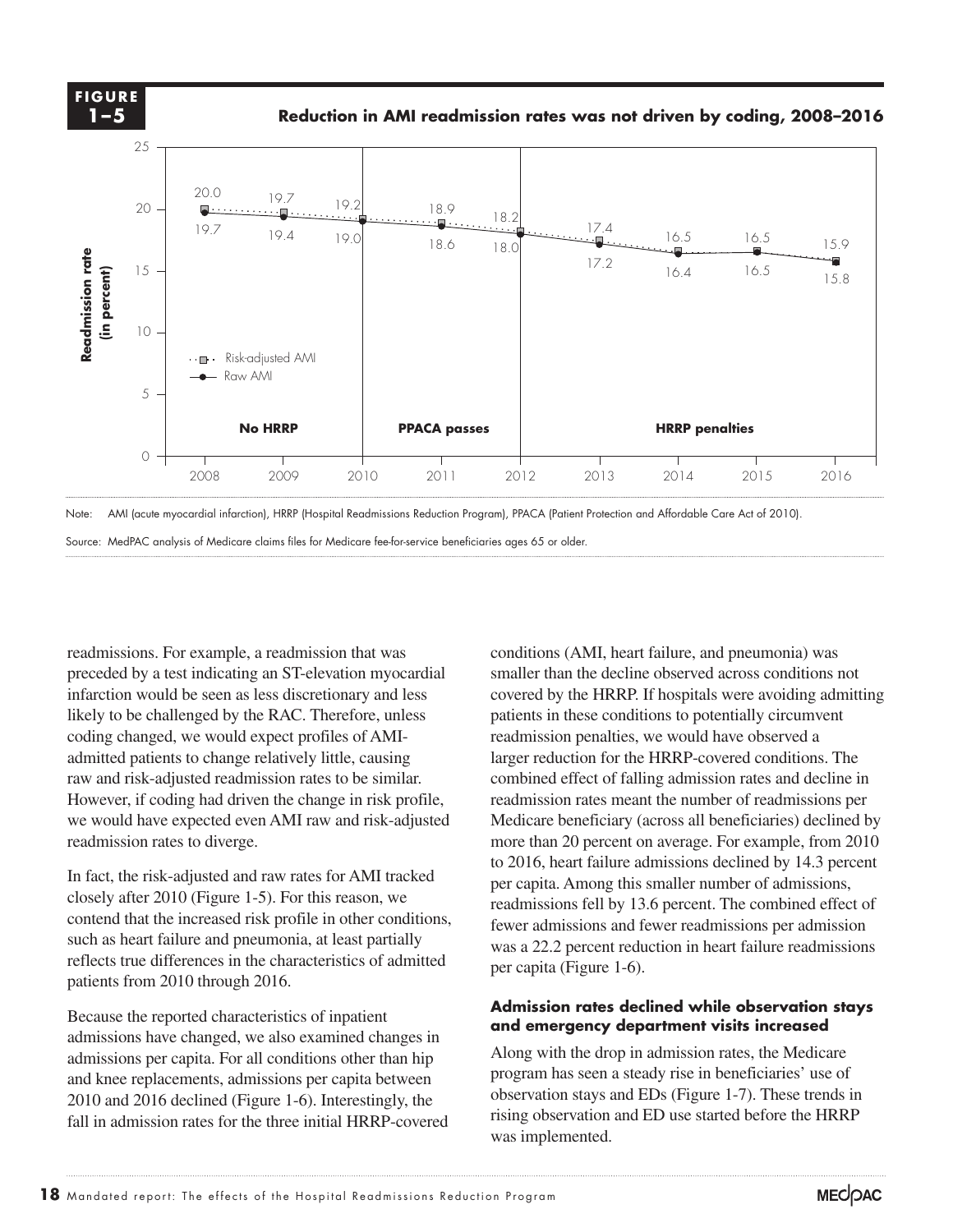**FIGURE 1–5**

**Reduction in AMI readmission rates was not driven by coding, 2008–2016**

| Year | Risk-adjusted AMI | Raw AMI |
|---|---|---|
| 2008 | 20.0 | 19.7 |
| 2009 | 19.7 | 19.4 |
| 2010 | 19.2 | 19.0 |
| 2011 | 18.9 | 18.6 |
| 2012 | 18.2 | 18.0 |
| 2013 | 17.4 | 17.2 |
| 2014 | 16.5 | 16.4 |
| 2015 | 16.5 | 16.5 |
| 2016 | 15.9 | 15.8 |

Readmission rate (in percent). Periods: No HRRP (2008–2010), PPACA passes (2010–2012), HRRP penalties (2012–2016).

Note: AMI (acute myocardial infarction), HRRP (Hospital Readmissions Reduction Program), PPACA (Patient Protection and Affordable Care Act of 2010).

Source: MedPAC analysis of Medicare claims files for Medicare fee-for-service beneficiaries ages 65 or older.

readmissions. For example, a readmission that was preceded by a test indicating an ST-elevation myocardial infarction would be seen as less discretionary and less likely to be challenged by the RAC. Therefore, unless coding changed, we would expect profiles of AMI-admitted patients to change relatively little, causing raw and risk-adjusted readmission rates to be similar. However, if coding had driven the change in risk profile, we would have expected even AMI raw and risk-adjusted readmission rates to diverge.

In fact, the risk-adjusted and raw rates for AMI tracked closely after 2010 (Figure 1-5). For this reason, we contend that the increased risk profile in other conditions, such as heart failure and pneumonia, at least partially reflects true differences in the characteristics of admitted patients from 2010 through 2016.

Because the reported characteristics of inpatient admissions have changed, we also examined changes in admissions per capita. For all conditions other than hip and knee replacements, admissions per capita between 2010 and 2016 declined (Figure 1-6). Interestingly, the fall in admission rates for the three initial HRRP-covered conditions (AMI, heart failure, and pneumonia) was smaller than the decline observed across conditions not covered by the HRRP. If hospitals were avoiding admitting patients in these conditions to potentially circumvent readmission penalties, we would have observed a larger reduction for the HRRP-covered conditions. The combined effect of falling admission rates and decline in readmission rates meant the number of readmissions per Medicare beneficiary (across all beneficiaries) declined by more than 20 percent on average. For example, from 2010 to 2016, heart failure admissions declined by 14.3 percent per capita. Among this smaller number of admissions, readmissions fell by 13.6 percent. The combined effect of fewer admissions and fewer readmissions per admission was a 22.2 percent reduction in heart failure readmissions per capita (Figure 1-6).

### Admission rates declined while observation stays and emergency department visits increased

Along with the drop in admission rates, the Medicare program has seen a steady rise in beneficiaries' use of observation stays and EDs (Figure 1-7). These trends in rising observation and ED use started before the HRRP was implemented.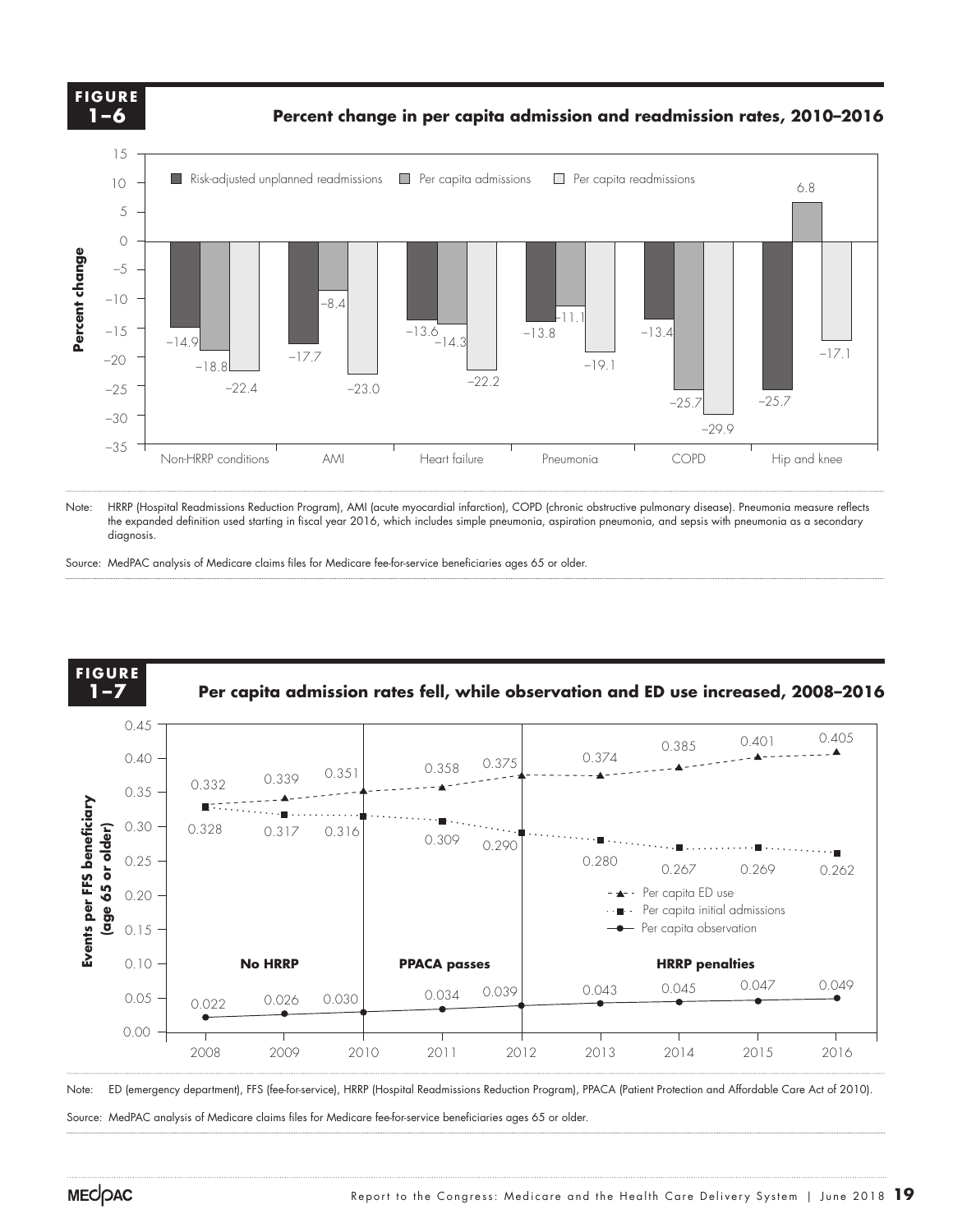**FIGURE 1–6**

**Percent change in per capita admission and readmission rates, 2010–2016**

| | Risk-adjusted unplanned readmissions | Per capita admissions | Per capita readmissions |
|---|---|---|---|
| Non-HRRP conditions | −14.9 | −18.8 | −22.4 |
| AMI | −17.7 | −8.4 | −23.0 |
| Heart failure | −13.6 | −14.3 | −22.2 |
| Pneumonia | −13.8 | −11.1 | −19.1 |
| COPD | −13.4 | −25.7 | −29.9 |
| Hip and knee | −25.7 | 6.8 | −17.1 |

Note: HRRP (Hospital Readmissions Reduction Program), AMI (acute myocardial infarction), COPD (chronic obstructive pulmonary disease). Pneumonia measure reflects the expanded definition used starting in fiscal year 2016, which includes simple pneumonia, aspiration pneumonia, and sepsis with pneumonia as a secondary diagnosis.

Source: MedPAC analysis of Medicare claims files for Medicare fee-for-service beneficiaries ages 65 or older.

**FIGURE 1–7**

**Per capita admission rates fell, while observation and ED use increased, 2008–2016**

Events per FFS beneficiary (age 65 or older)

| Year | Per capita ED use | Per capita initial admissions | Per capita observation |
|---|---|---|---|
| 2008 | 0.332 | 0.328 | 0.022 |
| 2009 | 0.339 | 0.317 | 0.026 |
| 2010 | 0.351 | 0.316 | 0.030 |
| 2011 | 0.358 | 0.309 | 0.034 |
| 2012 | 0.375 | 0.290 | 0.039 |
| 2013 | 0.374 | 0.280 | 0.043 |
| 2014 | 0.385 | 0.267 | 0.045 |
| 2015 | 0.401 | 0.269 | 0.047 |
| 2016 | 0.405 | 0.262 | 0.049 |

Periods: No HRRP (2008–2010); PPACA passes (2010–2012); HRRP penalties (2012–2016).

Note: ED (emergency department), FFS (fee-for-service), HRRP (Hospital Readmissions Reduction Program), PPACA (Patient Protection and Affordable Care Act of 2010).

Source: MedPAC analysis of Medicare claims files for Medicare fee-for-service beneficiaries ages 65 or older.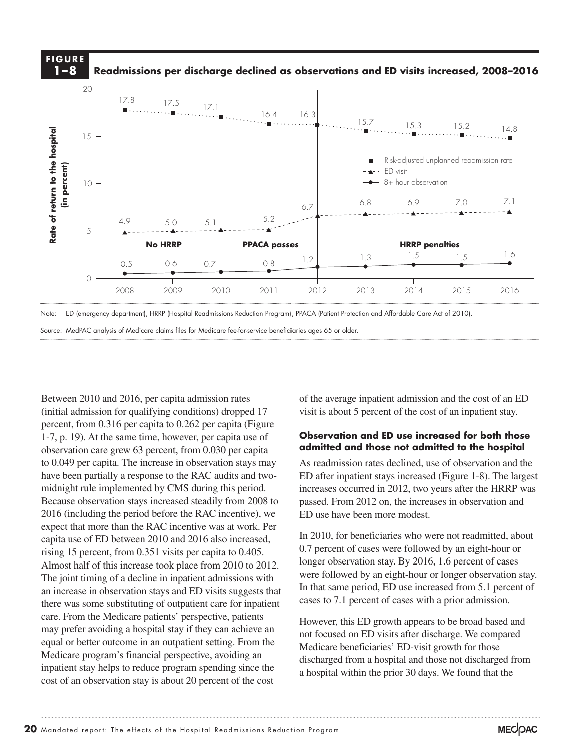**FIGURE 1–8** **Readmissions per discharge declined as observations and ED visits increased, 2008–2016**

| Year | Risk-adjusted unplanned readmission rate | ED visit | 8+ hour observation |
|---|---|---|---|
| 2008 | 17.8 | 4.9 | 0.5 |
| 2009 | 17.5 | 5.0 | 0.6 |
| 2010 | 17.1 | 5.1 | 0.7 |
| 2011 | 16.4 | 5.2 | 0.8 |
| 2012 | 16.3 | 6.7 | 1.2 |
| 2013 | 15.7 | 6.8 | 1.3 |
| 2014 | 15.3 | 6.9 | 1.5 |
| 2015 | 15.2 | 7.0 | 1.5 |
| 2016 | 14.8 | 7.1 | 1.6 |

Rate of return to the hospital (in percent). Periods: No HRRP (2008–2010), PPACA passes (2010–2012), HRRP penalties (2012–2016).

Note: ED (emergency department), HRRP (Hospital Readmissions Reduction Program), PPACA (Patient Protection and Affordable Care Act of 2010).

Source: MedPAC analysis of Medicare claims files for Medicare fee-for-service beneficiaries ages 65 or older.

Between 2010 and 2016, per capita admission rates (initial admission for qualifying conditions) dropped 17 percent, from 0.316 per capita to 0.262 per capita (Figure 1-7, p. 19). At the same time, however, per capita use of observation care grew 63 percent, from 0.030 per capita to 0.049 per capita. The increase in observation stays may have been partially a response to the RAC audits and two-midnight rule implemented by CMS during this period. Because observation stays increased steadily from 2008 to 2016 (including the period before the RAC incentive), we expect that more than the RAC incentive was at work. Per capita use of ED between 2010 and 2016 also increased, rising 15 percent, from 0.351 visits per capita to 0.405. Almost half of this increase took place from 2010 to 2012. The joint timing of a decline in inpatient admissions with an increase in observation stays and ED visits suggests that there was some substituting of outpatient care for inpatient care. From the Medicare patients' perspective, patients may prefer avoiding a hospital stay if they can achieve an equal or better outcome in an outpatient setting. From the Medicare program's financial perspective, avoiding an inpatient stay helps to reduce program spending since the cost of an observation stay is about 20 percent of the cost of the average inpatient admission and the cost of an ED visit is about 5 percent of the cost of an inpatient stay.

### Observation and ED use increased for both those admitted and those not admitted to the hospital

As readmission rates declined, use of observation and the ED after inpatient stays increased (Figure 1-8). The largest increases occurred in 2012, two years after the HRRP was passed. From 2012 on, the increases in observation and ED use have been more modest.

In 2010, for beneficiaries who were not readmitted, about 0.7 percent of cases were followed by an eight-hour or longer observation stay. By 2016, 1.6 percent of cases were followed by an eight-hour or longer observation stay. In that same period, ED use increased from 5.1 percent of cases to 7.1 percent of cases with a prior admission.

However, this ED growth appears to be broad based and not focused on ED visits after discharge. We compared Medicare beneficiaries' ED-visit growth for those discharged from a hospital and those not discharged from a hospital within the prior 30 days. We found that the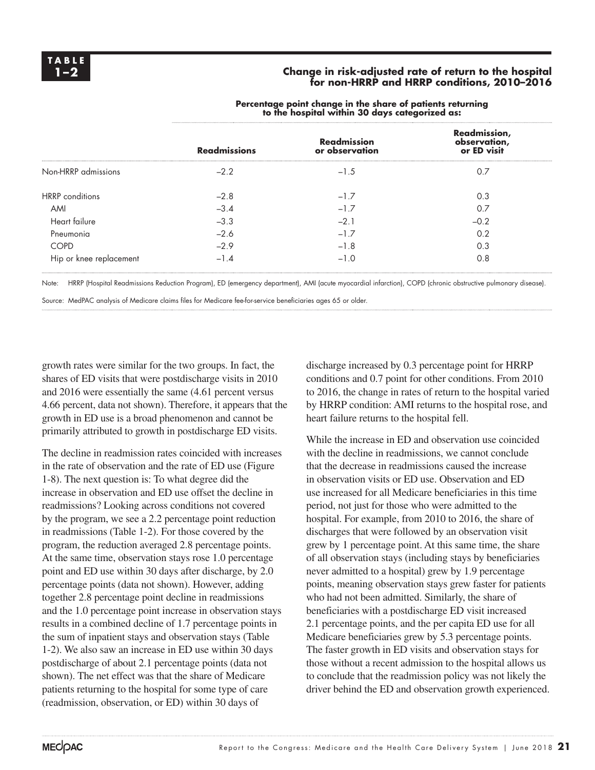**TABLE 1–2**

**Change in risk-adjusted rate of return to the hospital for non-HRRP and HRRP conditions, 2010–2016**

| | Percentage point change in the share of patients returning to the hospital within 30 days categorized as: | | |
|---|---|---|---|
| | **Readmissions** | **Readmission or observation** | **Readmission, observation, or ED visit** |
| Non-HRRP admissions | –2.2 | –1.5 | 0.7 |
| HRRP conditions | –2.8 | –1.7 | 0.3 |
| AMI | –3.4 | –1.7 | 0.7 |
| Heart failure | –3.3 | –2.1 | –0.2 |
| Pneumonia | –2.6 | –1.7 | 0.2 |
| COPD | –2.9 | –1.8 | 0.3 |
| Hip or knee replacement | –1.4 | –1.0 | 0.8 |

Note: HRRP (Hospital Readmissions Reduction Program), ED (emergency department), AMI (acute myocardial infarction), COPD (chronic obstructive pulmonary disease).

Source: MedPAC analysis of Medicare claims files for Medicare fee-for-service beneficiaries ages 65 or older.

growth rates were similar for the two groups. In fact, the shares of ED visits that were postdischarge visits in 2010 and 2016 were essentially the same (4.61 percent versus 4.66 percent, data not shown). Therefore, it appears that the growth in ED use is a broad phenomenon and cannot be primarily attributed to growth in postdischarge ED visits.

The decline in readmission rates coincided with increases in the rate of observation and the rate of ED use (Figure 1-8). The next question is: To what degree did the increase in observation and ED use offset the decline in readmissions? Looking across conditions not covered by the program, we see a 2.2 percentage point reduction in readmissions (Table 1-2). For those covered by the program, the reduction averaged 2.8 percentage points. At the same time, observation stays rose 1.0 percentage point and ED use within 30 days after discharge, by 2.0 percentage points (data not shown). However, adding together 2.8 percentage point decline in readmissions and the 1.0 percentage point increase in observation stays results in a combined decline of 1.7 percentage points in the sum of inpatient stays and observation stays (Table 1-2). We also saw an increase in ED use within 30 days postdischarge of about 2.1 percentage points (data not shown). The net effect was that the share of Medicare patients returning to the hospital for some type of care (readmission, observation, or ED) within 30 days of discharge increased by 0.3 percentage point for HRRP conditions and 0.7 point for other conditions. From 2010 to 2016, the change in rates of return to the hospital varied by HRRP condition: AMI returns to the hospital rose, and heart failure returns to the hospital fell.

While the increase in ED and observation use coincided with the decline in readmissions, we cannot conclude that the decrease in readmissions caused the increase in observation visits or ED use. Observation and ED use increased for all Medicare beneficiaries in this time period, not just for those who were admitted to the hospital. For example, from 2010 to 2016, the share of discharges that were followed by an observation visit grew by 1 percentage point. At this same time, the share of all observation stays (including stays by beneficiaries never admitted to a hospital) grew by 1.9 percentage points, meaning observation stays grew faster for patients who had not been admitted. Similarly, the share of beneficiaries with a postdischarge ED visit increased 2.1 percentage points, and the per capita ED use for all Medicare beneficiaries grew by 5.3 percentage points. The faster growth in ED visits and observation stays for those without a recent admission to the hospital allows us to conclude that the readmission policy was not likely the driver behind the ED and observation growth experienced.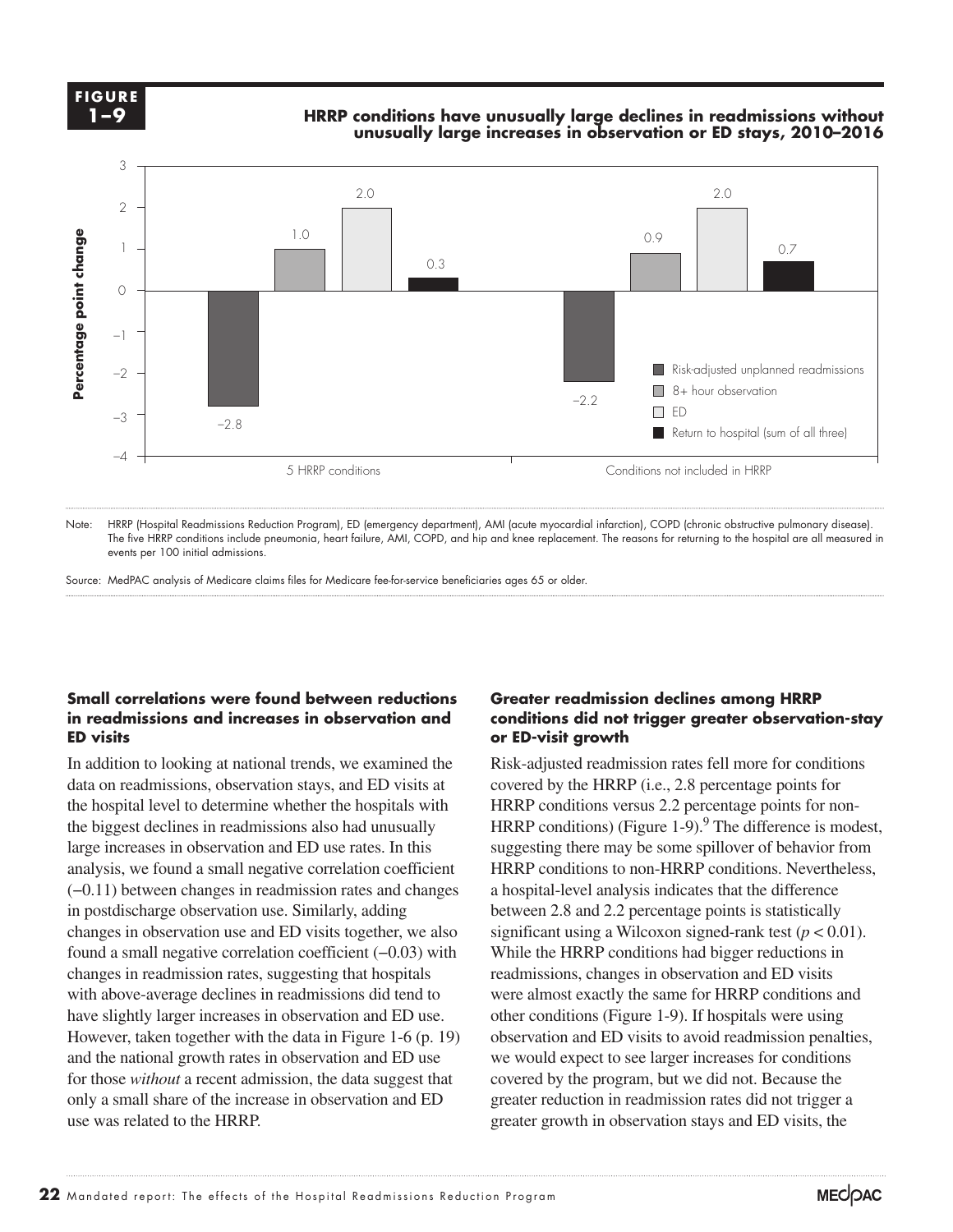**FIGURE 1–9**

**HRRP conditions have unusually large declines in readmissions without unusually large increases in observation or ED stays, 2010–2016**

| | Risk-adjusted unplanned readmissions | 8+ hour observation | ED | Return to hospital (sum of all three) |
|---|---|---|---|---|
| 5 HRRP conditions | –2.8 | 1.0 | 2.0 | 0.3 |
| Conditions not included in HRRP | –2.2 | 0.9 | 2.0 | 0.7 |

Note: HRRP (Hospital Readmissions Reduction Program), ED (emergency department), AMI (acute myocardial infarction), COPD (chronic obstructive pulmonary disease). The five HRRP conditions include pneumonia, heart failure, AMI, COPD, and hip and knee replacement. The reasons for returning to the hospital are all measured in events per 100 initial admissions.

Source: MedPAC analysis of Medicare claims files for Medicare fee-for-service beneficiaries ages 65 or older.

### Small correlations were found between reductions in readmissions and increases in observation and ED visits

In addition to looking at national trends, we examined the data on readmissions, observation stays, and ED visits at the hospital level to determine whether the hospitals with the biggest declines in readmissions also had unusually large increases in observation and ED use rates. In this analysis, we found a small negative correlation coefficient (–0.11) between changes in readmission rates and changes in postdischarge observation use. Similarly, adding changes in observation use and ED visits together, we also found a small negative correlation coefficient (–0.03) with changes in readmission rates, suggesting that hospitals with above-average declines in readmissions did tend to have slightly larger increases in observation and ED use. However, taken together with the data in Figure 1-6 (p. 19) and the national growth rates in observation and ED use for those *without* a recent admission, the data suggest that only a small share of the increase in observation and ED use was related to the HRRP.

### Greater readmission declines among HRRP conditions did not trigger greater observation-stay or ED-visit growth

Risk-adjusted readmission rates fell more for conditions covered by the HRRP (i.e., 2.8 percentage points for HRRP conditions versus 2.2 percentage points for non-HRRP conditions) (Figure 1-9).[9] The difference is modest, suggesting there may be some spillover of behavior from HRRP conditions to non-HRRP conditions. Nevertheless, a hospital-level analysis indicates that the difference between 2.8 and 2.2 percentage points is statistically significant using a Wilcoxon signed-rank test ($p < 0.01$). While the HRRP conditions had bigger reductions in readmissions, changes in observation and ED visits were almost exactly the same for HRRP conditions and other conditions (Figure 1-9). If hospitals were using observation and ED visits to avoid readmission penalties, we would expect to see larger increases for conditions covered by the program, but we did not. Because the greater reduction in readmission rates did not trigger a greater growth in observation stays and ED visits, the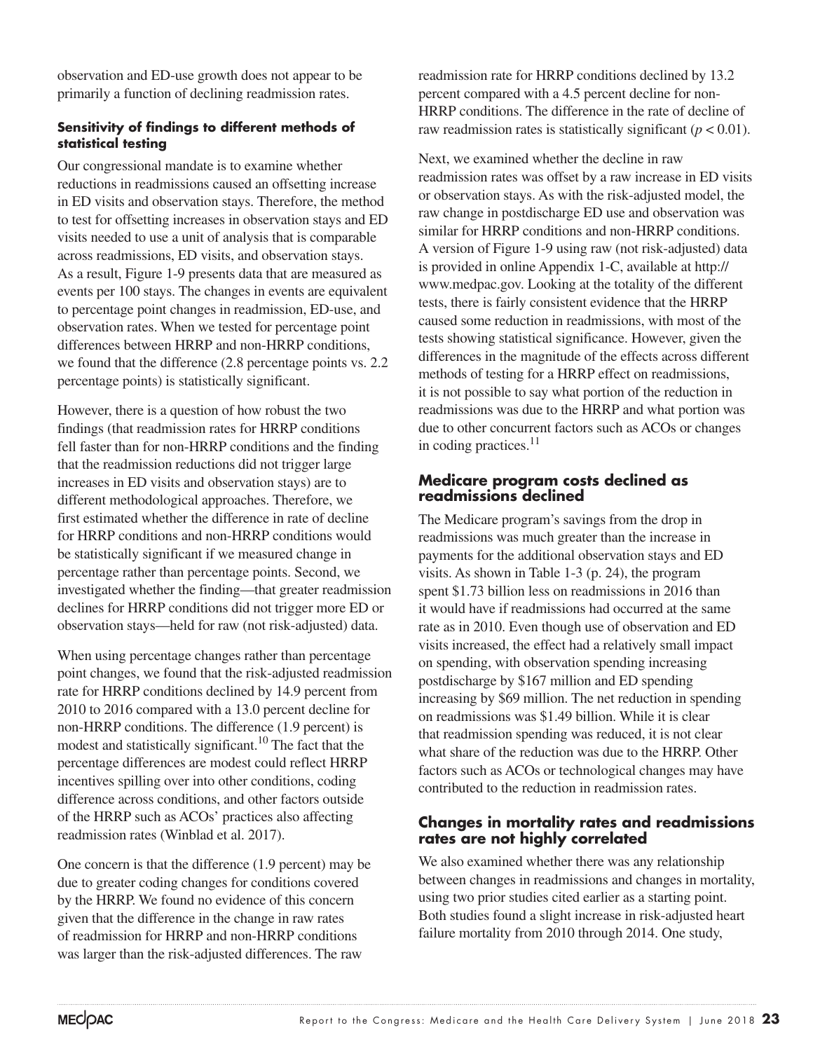observation and ED-use growth does not appear to be primarily a function of declining readmission rates.

#### Sensitivity of findings to different methods of statistical testing

Our congressional mandate is to examine whether reductions in readmissions caused an offsetting increase in ED visits and observation stays. Therefore, the method to test for offsetting increases in observation stays and ED visits needed to use a unit of analysis that is comparable across readmissions, ED visits, and observation stays. As a result, Figure 1-9 presents data that are measured as events per 100 stays. The changes in events are equivalent to percentage point changes in readmission, ED-use, and observation rates. When we tested for percentage point differences between HRRP and non-HRRP conditions, we found that the difference (2.8 percentage points vs. 2.2 percentage points) is statistically significant.

However, there is a question of how robust the two findings (that readmission rates for HRRP conditions fell faster than for non-HRRP conditions and the finding that the readmission reductions did not trigger large increases in ED visits and observation stays) are to different methodological approaches. Therefore, we first estimated whether the difference in rate of decline for HRRP conditions and non-HRRP conditions would be statistically significant if we measured change in percentage rather than percentage points. Second, we investigated whether the finding—that greater readmission declines for HRRP conditions did not trigger more ED or observation stays—held for raw (not risk-adjusted) data.

When using percentage changes rather than percentage point changes, we found that the risk-adjusted readmission rate for HRRP conditions declined by 14.9 percent from 2010 to 2016 compared with a 13.0 percent decline for non-HRRP conditions. The difference (1.9 percent) is modest and statistically significant.[10] The fact that the percentage differences are modest could reflect HRRP incentives spilling over into other conditions, coding difference across conditions, and other factors outside of the HRRP such as ACOs' practices also affecting readmission rates (Winblad et al. 2017).

One concern is that the difference (1.9 percent) may be due to greater coding changes for conditions covered by the HRRP. We found no evidence of this concern given that the difference in the change in raw rates of readmission for HRRP and non-HRRP conditions was larger than the risk-adjusted differences. The raw readmission rate for HRRP conditions declined by 13.2 percent compared with a 4.5 percent decline for non-HRRP conditions. The difference in the rate of decline of raw readmission rates is statistically significant ($p < 0.01$).

Next, we examined whether the decline in raw readmission rates was offset by a raw increase in ED visits or observation stays. As with the risk-adjusted model, the raw change in postdischarge ED use and observation was similar for HRRP conditions and non-HRRP conditions. A version of Figure 1-9 using raw (not risk-adjusted) data is provided in online Appendix 1-C, available at http://www.medpac.gov. Looking at the totality of the different tests, there is fairly consistent evidence that the HRRP caused some reduction in readmissions, with most of the tests showing statistical significance. However, given the differences in the magnitude of the effects across different methods of testing for a HRRP effect on readmissions, it is not possible to say what portion of the reduction in readmissions was due to the HRRP and what portion was due to other concurrent factors such as ACOs or changes in coding practices.[11]

### Medicare program costs declined as readmissions declined

The Medicare program's savings from the drop in readmissions was much greater than the increase in payments for the additional observation stays and ED visits. As shown in Table 1-3 (p. 24), the program spent $1.73 billion less on readmissions in 2016 than it would have if readmissions had occurred at the same rate as in 2010. Even though use of observation and ED visits increased, the effect had a relatively small impact on spending, with observation spending increasing postdischarge by $167 million and ED spending increasing by $69 million. The net reduction in spending on readmissions was $1.49 billion. While it is clear that readmission spending was reduced, it is not clear what share of the reduction was due to the HRRP. Other factors such as ACOs or technological changes may have contributed to the reduction in readmission rates.

### Changes in mortality rates and readmissions rates are not highly correlated

We also examined whether there was any relationship between changes in readmissions and changes in mortality, using two prior studies cited earlier as a starting point. Both studies found a slight increase in risk-adjusted heart failure mortality from 2010 through 2014. One study,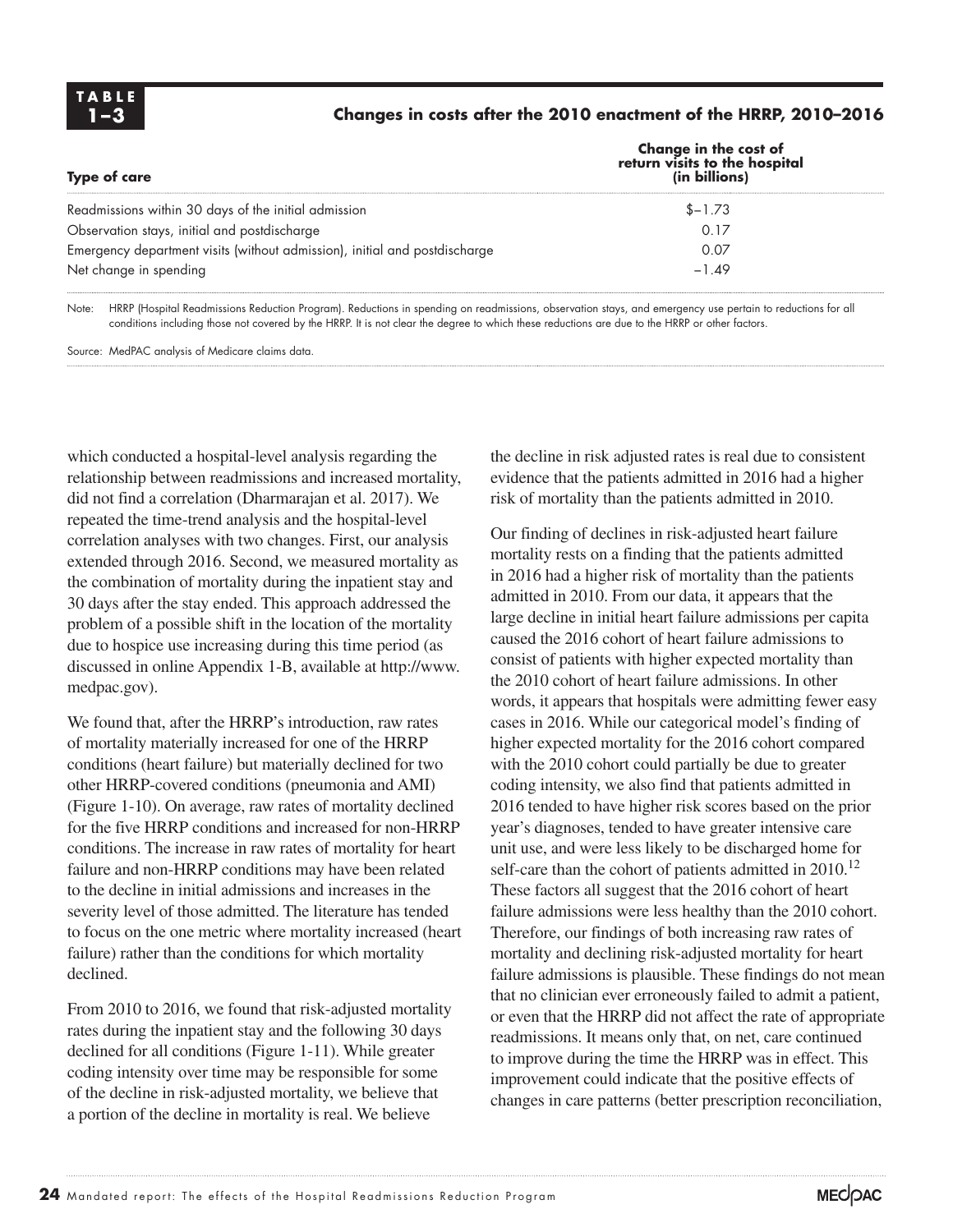**TABLE 1–3**

**Changes in costs after the 2010 enactment of the HRRP, 2010–2016**

| Type of care | Change in the cost of return visits to the hospital (in billions) |
|---|---|
| Readmissions within 30 days of the initial admission | $–1.73 |
| Observation stays, initial and postdischarge | 0.17 |
| Emergency department visits (without admission), initial and postdischarge | 0.07 |
| Net change in spending | –1.49 |

Note: HRRP (Hospital Readmissions Reduction Program). Reductions in spending on readmissions, observation stays, and emergency use pertain to reductions for all conditions including those not covered by the HRRP. It is not clear the degree to which these reductions are due to the HRRP or other factors.

Source: MedPAC analysis of Medicare claims data.

which conducted a hospital-level analysis regarding the relationship between readmissions and increased mortality, did not find a correlation (Dharmarajan et al. 2017). We repeated the time-trend analysis and the hospital-level correlation analyses with two changes. First, our analysis extended through 2016. Second, we measured mortality as the combination of mortality during the inpatient stay and 30 days after the stay ended. This approach addressed the problem of a possible shift in the location of the mortality due to hospice use increasing during this time period (as discussed in online Appendix 1-B, available at http://www.medpac.gov).

We found that, after the HRRP's introduction, raw rates of mortality materially increased for one of the HRRP conditions (heart failure) but materially declined for two other HRRP-covered conditions (pneumonia and AMI) (Figure 1-10). On average, raw rates of mortality declined for the five HRRP conditions and increased for non-HRRP conditions. The increase in raw rates of mortality for heart failure and non-HRRP conditions may have been related to the decline in initial admissions and increases in the severity level of those admitted. The literature has tended to focus on the one metric where mortality increased (heart failure) rather than the conditions for which mortality declined.

From 2010 to 2016, we found that risk-adjusted mortality rates during the inpatient stay and the following 30 days declined for all conditions (Figure 1-11). While greater coding intensity over time may be responsible for some of the decline in risk-adjusted mortality, we believe that a portion of the decline in mortality is real. We believe the decline in risk adjusted rates is real due to consistent evidence that the patients admitted in 2016 had a higher risk of mortality than the patients admitted in 2010.

Our finding of declines in risk-adjusted heart failure mortality rests on a finding that the patients admitted in 2016 had a higher risk of mortality than the patients admitted in 2010. From our data, it appears that the large decline in initial heart failure admissions per capita caused the 2016 cohort of heart failure admissions to consist of patients with higher expected mortality than the 2010 cohort of heart failure admissions. In other words, it appears that hospitals were admitting fewer easy cases in 2016. While our categorical model's finding of higher expected mortality for the 2016 cohort compared with the 2010 cohort could partially be due to greater coding intensity, we also find that patients admitted in 2016 tended to have higher risk scores based on the prior year's diagnoses, tended to have greater intensive care unit use, and were less likely to be discharged home for self-care than the cohort of patients admitted in 2010.[12] These factors all suggest that the 2016 cohort of heart failure admissions were less healthy than the 2010 cohort. Therefore, our findings of both increasing raw rates of mortality and declining risk-adjusted mortality for heart failure admissions is plausible. These findings do not mean that no clinician ever erroneously failed to admit a patient, or even that the HRRP did not affect the rate of appropriate readmissions. It means only that, on net, care continued to improve during the time the HRRP was in effect. This improvement could indicate that the positive effects of changes in care patterns (better prescription reconciliation,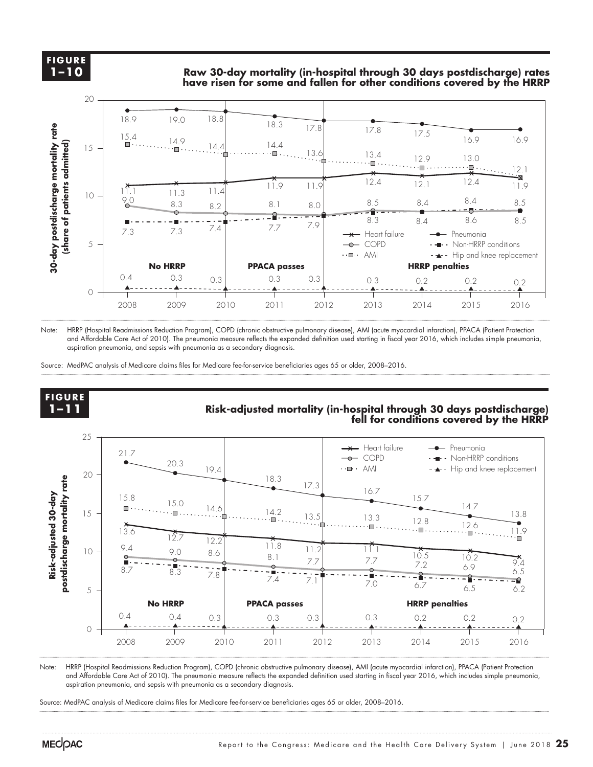**FIGURE 1–10**

**Raw 30-day mortality (in-hospital through 30 days postdischarge) rates have risen for some and fallen for other conditions covered by the HRRP**

| | 2008 | 2009 | 2010 | 2011 | 2012 | 2013 | 2014 | 2015 | 2016 |
|---|---|---|---|---|---|---|---|---|---|
| Pneumonia | 18.9 | 19.0 | 18.8 | 18.3 | 17.8 | 17.8 | 17.5 | 16.9 | 16.9 |
| AMI | 15.4 | 14.9 | 14.4 | 14.4 | 13.6 | 13.4 | 12.9 | 13.0 | 12.1 |
| Heart failure | 11.1 | 11.3 | 11.4 | 11.9 | 11.9 | 12.4 | 12.1 | 12.4 | 11.9 |
| COPD | 9.0 | 8.3 | 8.2 | 8.1 | 8.0 | 8.5 | 8.4 | 8.4 | 8.5 |
| Non-HRRP conditions | 7.3 | 7.3 | 7.4 | 7.7 | 7.9 | 8.3 | 8.4 | 8.6 | 8.5 |
| Hip and knee replacement | 0.4 | 0.3 | 0.3 | 0.3 | 0.3 | 0.3 | 0.2 | 0.2 | 0.2 |

Periods: No HRRP (2008–2010); PPACA passes (2010–2012); HRRP penalties (2012–2016). Y-axis: 30-day postdischarge mortality rate (share of patients admitted).

Note: HRRP (Hospital Readmissions Reduction Program), COPD (chronic obstructive pulmonary disease), AMI (acute myocardial infarction), PPACA (Patient Protection and Affordable Care Act of 2010). The pneumonia measure reflects the expanded definition used starting in fiscal year 2016, which includes simple pneumonia, aspiration pneumonia, and sepsis with pneumonia as a secondary diagnosis.

Source: MedPAC analysis of Medicare claims files for Medicare fee-for-service beneficiaries ages 65 or older, 2008–2016.

**FIGURE 1–11**

**Risk-adjusted mortality (in-hospital through 30 days postdischarge) fell for conditions covered by the HRRP**

| | 2008 | 2009 | 2010 | 2011 | 2012 | 2013 | 2014 | 2015 | 2016 |
|---|---|---|---|---|---|---|---|---|---|
| Pneumonia | 21.7 | 20.3 | 19.4 | 18.3 | 17.3 | 16.7 | 15.7 | 14.7 | 13.8 |
| AMI | 15.8 | 15.0 | 14.6 | 14.2 | 13.5 | 13.3 | 12.8 | 12.6 | 11.9 |
| Heart failure | 13.6 | 12.7 | 12.2 | 11.8 | 11.2 | 11.1 | 10.5 | 10.2 | 9.4 |
| COPD | 9.4 | 9.0 | 8.6 | 8.1 | 7.7 | 7.7 | 7.2 | 6.9 | 6.5 |
| Non-HRRP conditions | 8.7 | 8.3 | 7.8 | 7.4 | 7.1 | 7.0 | 6.7 | 6.5 | 6.2 |
| Hip and knee replacement | 0.4 | 0.4 | 0.3 | 0.3 | 0.3 | 0.3 | 0.2 | 0.2 | 0.2 |

Periods: No HRRP (2008–2010); PPACA passes (2010–2012); HRRP penalties (2012–2016). Y-axis: Risk-adjusted 30-day postdischarge mortality rate.

Note: HRRP (Hospital Readmissions Reduction Program), COPD (chronic obstructive pulmonary disease), AMI (acute myocardial infarction), PPACA (Patient Protection and Affordable Care Act of 2010). The pneumonia measure reflects the expanded definition used starting in fiscal year 2016, which includes simple pneumonia, aspiration pneumonia, and sepsis with pneumonia as a secondary diagnosis.

Source: MedPAC analysis of Medicare claims files for Medicare fee-for-service beneficiaries ages 65 or older, 2008–2016.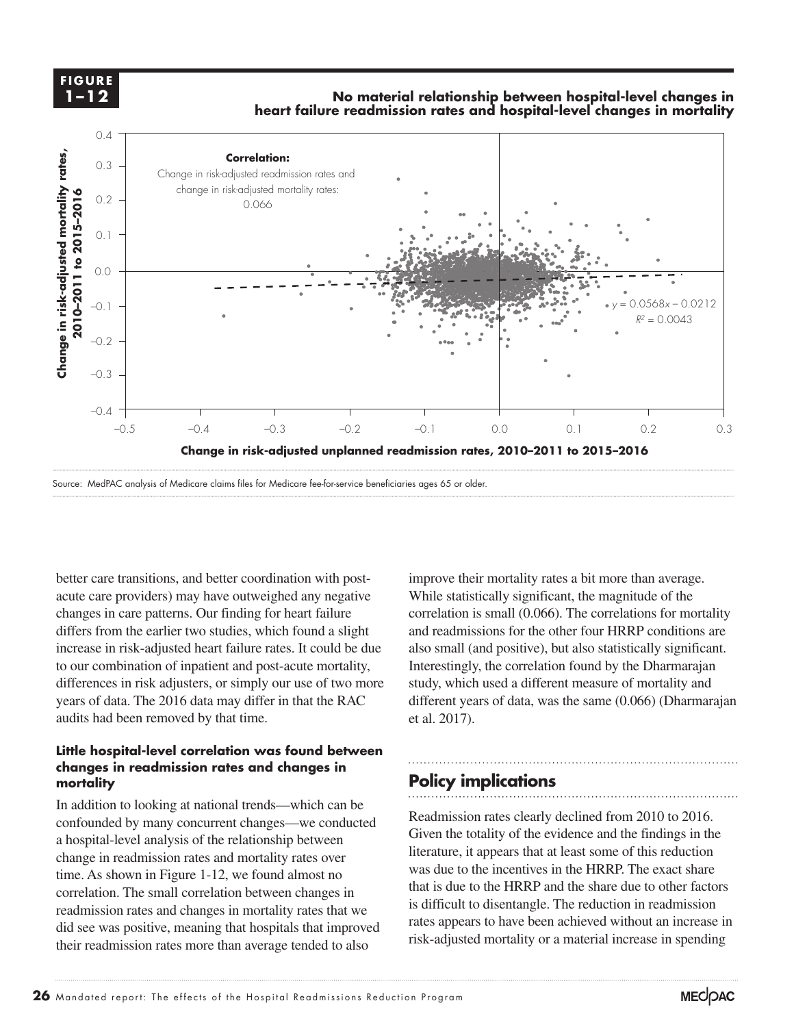**FIGURE 1–12**

**No material relationship between hospital-level changes in heart failure readmission rates and hospital-level changes in mortality**

**Correlation:** Change in risk-adjusted readmission rates and change in risk-adjusted mortality rates: 0.066

$y = 0.0568x - 0.0212$

$R^2 = 0.0043$

Y-axis: **Change in risk-adjusted mortality rates, 2010–2011 to 2015–2016**

X-axis: **Change in risk-adjusted unplanned readmission rates, 2010–2011 to 2015–2016**

Source: MedPAC analysis of Medicare claims files for Medicare fee-for-service beneficiaries ages 65 or older.

better care transitions, and better coordination with post-acute care providers) may have outweighed any negative changes in care patterns. Our finding for heart failure differs from the earlier two studies, which found a slight increase in risk-adjusted heart failure rates. It could be due to our combination of inpatient and post-acute mortality, differences in risk adjusters, or simply our use of two more years of data. The 2016 data may differ in that the RAC audits had been removed by that time.

#### Little hospital-level correlation was found between changes in readmission rates and changes in mortality

In addition to looking at national trends—which can be confounded by many concurrent changes—we conducted a hospital-level analysis of the relationship between change in readmission rates and mortality rates over time. As shown in Figure 1-12, we found almost no correlation. The small correlation between changes in readmission rates and changes in mortality rates that we did see was positive, meaning that hospitals that improved their readmission rates more than average tended to also improve their mortality rates a bit more than average. While statistically significant, the magnitude of the correlation is small (0.066). The correlations for mortality and readmissions for the other four HRRP conditions are also small (and positive), but also statistically significant. Interestingly, the correlation found by the Dharmarajan study, which used a different measure of mortality and different years of data, was the same (0.066) (Dharmarajan et al. 2017).

## Policy implications

Readmission rates clearly declined from 2010 to 2016. Given the totality of the evidence and the findings in the literature, it appears that at least some of this reduction was due to the incentives in the HRRP. The exact share that is due to the HRRP and the share due to other factors is difficult to disentangle. The reduction in readmission rates appears to have been achieved without an increase in risk-adjusted mortality or a material increase in spending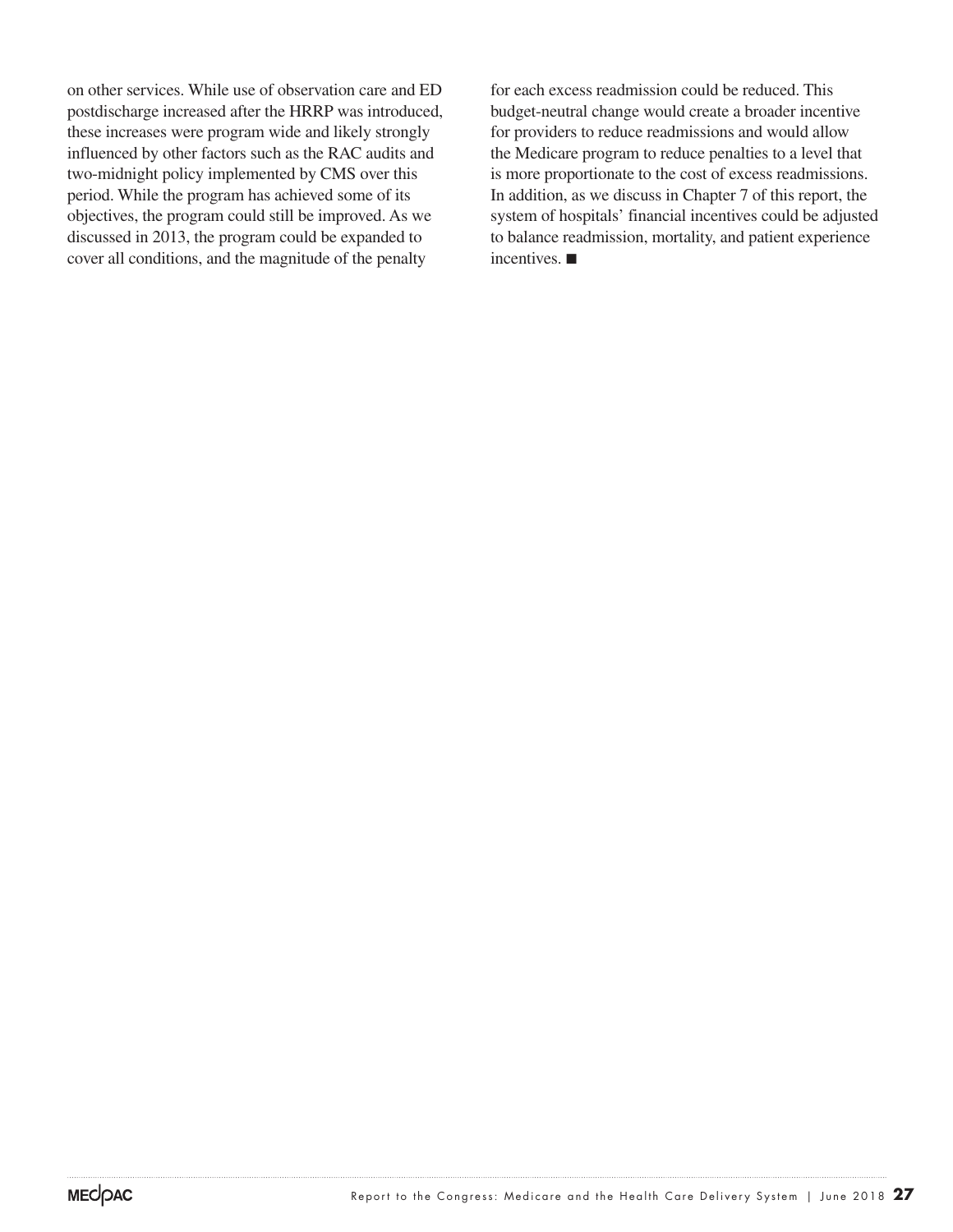on other services. While use of observation care and ED postdischarge increased after the HRRP was introduced, these increases were program wide and likely strongly influenced by other factors such as the RAC audits and two-midnight policy implemented by CMS over this period. While the program has achieved some of its objectives, the program could still be improved. As we discussed in 2013, the program could be expanded to cover all conditions, and the magnitude of the penalty for each excess readmission could be reduced. This budget-neutral change would create a broader incentive for providers to reduce readmissions and would allow the Medicare program to reduce penalties to a level that is more proportionate to the cost of excess readmissions. In addition, as we discuss in Chapter 7 of this report, the system of hospitals' financial incentives could be adjusted to balance readmission, mortality, and patient experience incentives. ■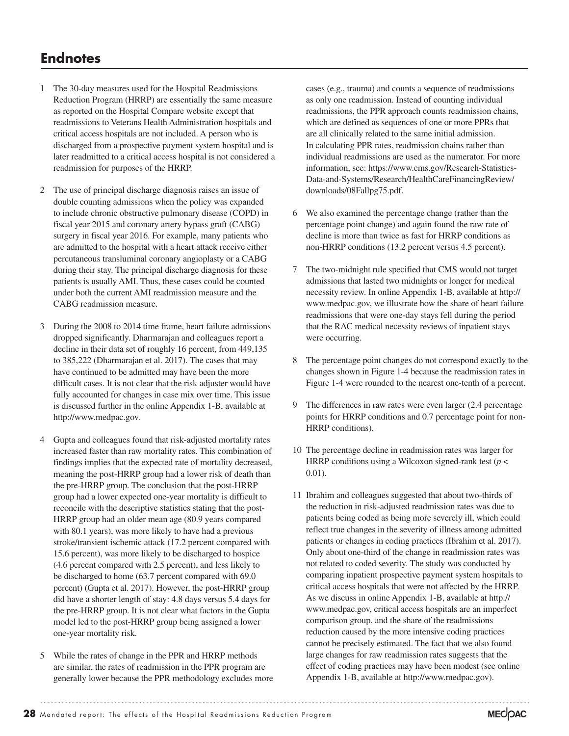## Endnotes

1 The 30-day measures used for the Hospital Readmissions Reduction Program (HRRP) are essentially the same measure as reported on the Hospital Compare website except that readmissions to Veterans Health Administration hospitals and critical access hospitals are not included. A person who is discharged from a prospective payment system hospital and is later readmitted to a critical access hospital is not considered a readmission for purposes of the HRRP.

2 The use of principal discharge diagnosis raises an issue of double counting admissions when the policy was expanded to include chronic obstructive pulmonary disease (COPD) in fiscal year 2015 and coronary artery bypass graft (CABG) surgery in fiscal year 2016. For example, many patients who are admitted to the hospital with a heart attack receive either percutaneous transluminal coronary angioplasty or a CABG during their stay. The principal discharge diagnosis for these patients is usually AMI. Thus, these cases could be counted under both the current AMI readmission measure and the CABG readmission measure.

3 During the 2008 to 2014 time frame, heart failure admissions dropped significantly. Dharmarajan and colleagues report a decline in their data set of roughly 16 percent, from 449,135 to 385,222 (Dharmarajan et al. 2017). The cases that may have continued to be admitted may have been the more difficult cases. It is not clear that the risk adjuster would have fully accounted for changes in case mix over time. This issue is discussed further in the online Appendix 1-B, available at http://www.medpac.gov.

4 Gupta and colleagues found that risk-adjusted mortality rates increased faster than raw mortality rates. This combination of findings implies that the expected rate of mortality decreased, meaning the post-HRRP group had a lower risk of death than the pre-HRRP group. The conclusion that the post-HRRP group had a lower expected one-year mortality is difficult to reconcile with the descriptive statistics stating that the post-HRRP group had an older mean age (80.9 years compared with 80.1 years), was more likely to have had a previous stroke/transient ischemic attack (17.2 percent compared with 15.6 percent), was more likely to be discharged to hospice (4.6 percent compared with 2.5 percent), and less likely to be discharged to home (63.7 percent compared with 69.0 percent) (Gupta et al. 2017). However, the post-HRRP group did have a shorter length of stay: 4.8 days versus 5.4 days for the pre-HRRP group. It is not clear what factors in the Gupta model led to the post-HRRP group being assigned a lower one-year mortality risk.

5 While the rates of change in the PPR and HRRP methods are similar, the rates of readmission in the PPR program are generally lower because the PPR methodology excludes more cases (e.g., trauma) and counts a sequence of readmissions as only one readmission. Instead of counting individual readmissions, the PPR approach counts readmission chains, which are defined as sequences of one or more PPRs that are all clinically related to the same initial admission. In calculating PPR rates, readmission chains rather than individual readmissions are used as the numerator. For more information, see: https://www.cms.gov/Research-Statistics-Data-and-Systems/Research/HealthCareFinancingReview/downloads/08Fallpg75.pdf.

6 We also examined the percentage change (rather than the percentage point change) and again found the raw rate of decline is more than twice as fast for HRRP conditions as non-HRRP conditions (13.2 percent versus 4.5 percent).

7 The two-midnight rule specified that CMS would not target admissions that lasted two midnights or longer for medical necessity review. In online Appendix 1-B, available at http://www.medpac.gov, we illustrate how the share of heart failure readmissions that were one-day stays fell during the period that the RAC medical necessity reviews of inpatient stays were occurring.

8 The percentage point changes do not correspond exactly to the changes shown in Figure 1-4 because the readmission rates in Figure 1-4 were rounded to the nearest one-tenth of a percent.

9 The differences in raw rates were even larger (2.4 percentage points for HRRP conditions and 0.7 percentage point for non-HRRP conditions).

10 The percentage decline in readmission rates was larger for HRRP conditions using a Wilcoxon signed-rank test ($p < 0.01$).

11 Ibrahim and colleagues suggested that about two-thirds of the reduction in risk-adjusted readmission rates was due to patients being coded as being more severely ill, which could reflect true changes in the severity of illness among admitted patients or changes in coding practices (Ibrahim et al. 2017). Only about one-third of the change in readmission rates was not related to coded severity. The study was conducted by comparing inpatient prospective payment system hospitals to critical access hospitals that were not affected by the HRRP. As we discuss in online Appendix 1-B, available at http://www.medpac.gov, critical access hospitals are an imperfect comparison group, and the share of the readmissions reduction caused by the more intensive coding practices cannot be precisely estimated. The fact that we also found large changes for raw readmission rates suggests that the effect of coding practices may have been modest (see online Appendix 1-B, available at http://www.medpac.gov).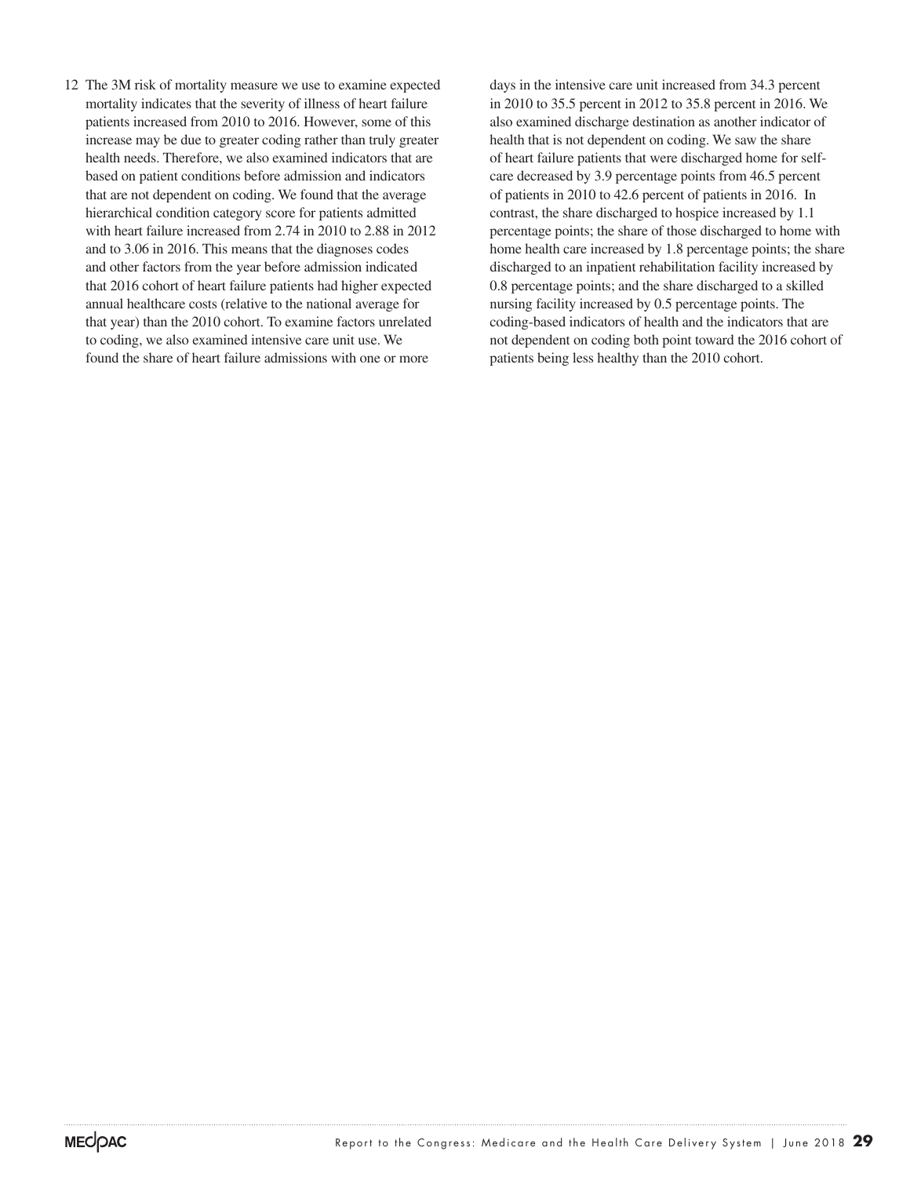12 The 3M risk of mortality measure we use to examine expected mortality indicates that the severity of illness of heart failure patients increased from 2010 to 2016. However, some of this increase may be due to greater coding rather than truly greater health needs. Therefore, we also examined indicators that are based on patient conditions before admission and indicators that are not dependent on coding. We found that the average hierarchical condition category score for patients admitted with heart failure increased from 2.74 in 2010 to 2.88 in 2012 and to 3.06 in 2016. This means that the diagnoses codes and other factors from the year before admission indicated that 2016 cohort of heart failure patients had higher expected annual healthcare costs (relative to the national average for that year) than the 2010 cohort. To examine factors unrelated to coding, we also examined intensive care unit use. We found the share of heart failure admissions with one or more days in the intensive care unit increased from 34.3 percent in 2010 to 35.5 percent in 2012 to 35.8 percent in 2016. We also examined discharge destination as another indicator of health that is not dependent on coding. We saw the share of heart failure patients that were discharged home for self-care decreased by 3.9 percentage points from 46.5 percent of patients in 2010 to 42.6 percent of patients in 2016. In contrast, the share discharged to hospice increased by 1.1 percentage points; the share of those discharged to home with home health care increased by 1.8 percentage points; the share discharged to an inpatient rehabilitation facility increased by 0.8 percentage points; and the share discharged to a skilled nursing facility increased by 0.5 percentage points. The coding-based indicators of health and the indicators that are not dependent on coding both point toward the 2016 cohort of patients being less healthy than the 2010 cohort.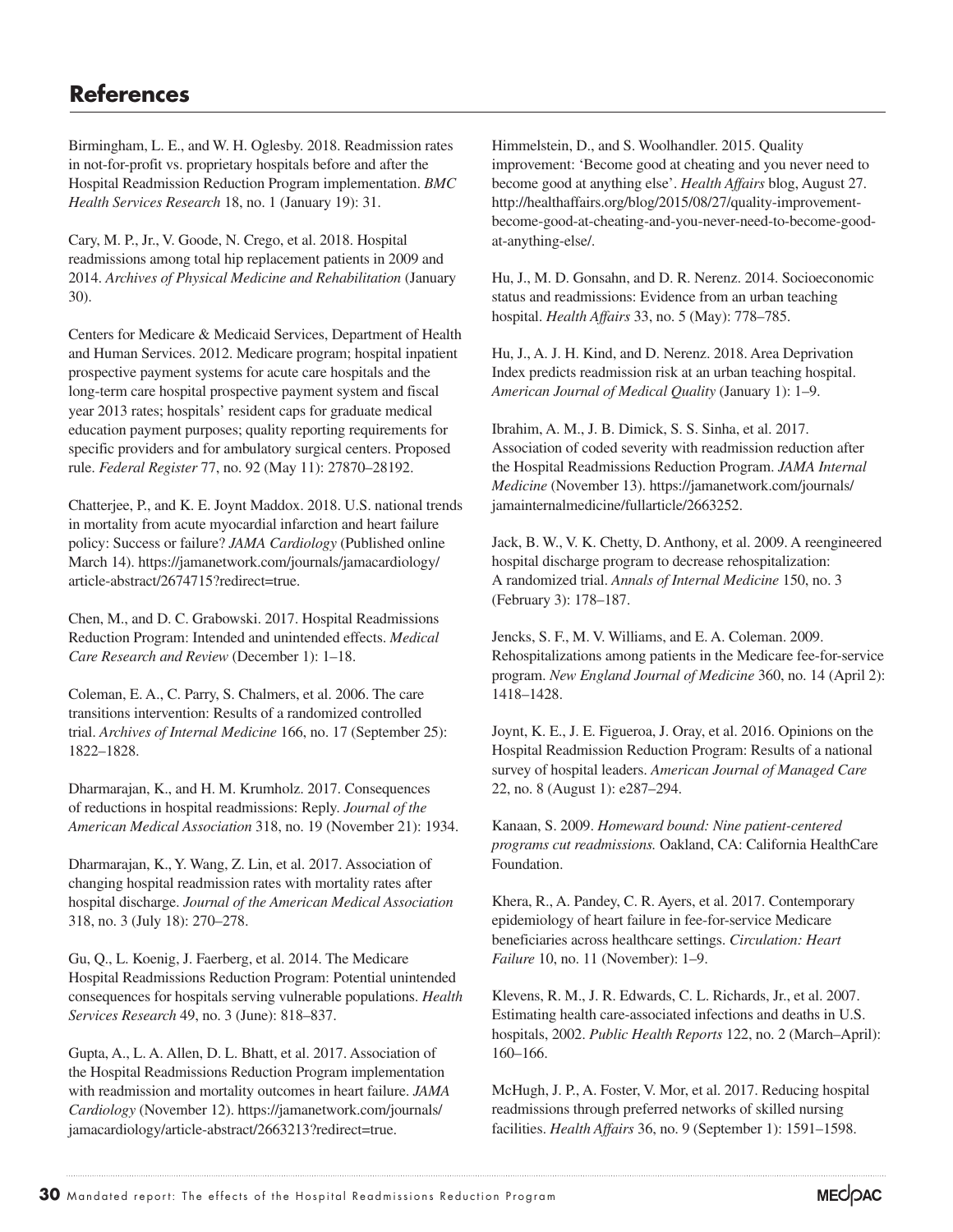## References

Birmingham, L. E., and W. H. Oglesby. 2018. Readmission rates in not-for-profit vs. proprietary hospitals before and after the Hospital Readmission Reduction Program implementation. *BMC Health Services Research* 18, no. 1 (January 19): 31.

Cary, M. P., Jr., V. Goode, N. Crego, et al. 2018. Hospital readmissions among total hip replacement patients in 2009 and 2014. *Archives of Physical Medicine and Rehabilitation* (January 30).

Centers for Medicare & Medicaid Services, Department of Health and Human Services. 2012. Medicare program; hospital inpatient prospective payment systems for acute care hospitals and the long-term care hospital prospective payment system and fiscal year 2013 rates; hospitals' resident caps for graduate medical education payment purposes; quality reporting requirements for specific providers and for ambulatory surgical centers. Proposed rule. *Federal Register* 77, no. 92 (May 11): 27870–28192.

Chatterjee, P., and K. E. Joynt Maddox. 2018. U.S. national trends in mortality from acute myocardial infarction and heart failure policy: Success or failure? *JAMA Cardiology* (Published online March 14). https://jamanetwork.com/journals/jamacardiology/article-abstract/2674715?redirect=true.

Chen, M., and D. C. Grabowski. 2017. Hospital Readmissions Reduction Program: Intended and unintended effects. *Medical Care Research and Review* (December 1): 1–18.

Coleman, E. A., C. Parry, S. Chalmers, et al. 2006. The care transitions intervention: Results of a randomized controlled trial. *Archives of Internal Medicine* 166, no. 17 (September 25): 1822–1828.

Dharmarajan, K., and H. M. Krumholz. 2017. Consequences of reductions in hospital readmissions: Reply. *Journal of the American Medical Association* 318, no. 19 (November 21): 1934.

Dharmarajan, K., Y. Wang, Z. Lin, et al. 2017. Association of changing hospital readmission rates with mortality rates after hospital discharge. *Journal of the American Medical Association* 318, no. 3 (July 18): 270–278.

Gu, Q., L. Koenig, J. Faerberg, et al. 2014. The Medicare Hospital Readmissions Reduction Program: Potential unintended consequences for hospitals serving vulnerable populations. *Health Services Research* 49, no. 3 (June): 818–837.

Gupta, A., L. A. Allen, D. L. Bhatt, et al. 2017. Association of the Hospital Readmissions Reduction Program implementation with readmission and mortality outcomes in heart failure. *JAMA Cardiology* (November 12). https://jamanetwork.com/journals/jamacardiology/article-abstract/2663213?redirect=true.

Himmelstein, D., and S. Woolhandler. 2015. Quality improvement: 'Become good at cheating and you never need to become good at anything else'. *Health Affairs* blog, August 27. http://healthaffairs.org/blog/2015/08/27/quality-improvement-become-good-at-cheating-and-you-never-need-to-become-good-at-anything-else/.

Hu, J., M. D. Gonsahn, and D. R. Nerenz. 2014. Socioeconomic status and readmissions: Evidence from an urban teaching hospital. *Health Affairs* 33, no. 5 (May): 778–785.

Hu, J., A. J. H. Kind, and D. Nerenz. 2018. Area Deprivation Index predicts readmission risk at an urban teaching hospital. *American Journal of Medical Quality* (January 1): 1–9.

Ibrahim, A. M., J. B. Dimick, S. S. Sinha, et al. 2017. Association of coded severity with readmission reduction after the Hospital Readmissions Reduction Program. *JAMA Internal Medicine* (November 13). https://jamanetwork.com/journals/jamainternalmedicine/fullarticle/2663252.

Jack, B. W., V. K. Chetty, D. Anthony, et al. 2009. A reengineered hospital discharge program to decrease rehospitalization: A randomized trial. *Annals of Internal Medicine* 150, no. 3 (February 3): 178–187.

Jencks, S. F., M. V. Williams, and E. A. Coleman. 2009. Rehospitalizations among patients in the Medicare fee-for-service program. *New England Journal of Medicine* 360, no. 14 (April 2): 1418–1428.

Joynt, K. E., J. E. Figueroa, J. Oray, et al. 2016. Opinions on the Hospital Readmission Reduction Program: Results of a national survey of hospital leaders. *American Journal of Managed Care* 22, no. 8 (August 1): e287–294.

Kanaan, S. 2009. *Homeward bound: Nine patient-centered programs cut readmissions.* Oakland, CA: California HealthCare Foundation.

Khera, R., A. Pandey, C. R. Ayers, et al. 2017. Contemporary epidemiology of heart failure in fee-for-service Medicare beneficiaries across healthcare settings. *Circulation: Heart Failure* 10, no. 11 (November): 1–9.

Klevens, R. M., J. R. Edwards, C. L. Richards, Jr., et al. 2007. Estimating health care-associated infections and deaths in U.S. hospitals, 2002. *Public Health Reports* 122, no. 2 (March–April): 160–166.

McHugh, J. P., A. Foster, V. Mor, et al. 2017. Reducing hospital readmissions through preferred networks of skilled nursing facilities. *Health Affairs* 36, no. 9 (September 1): 1591–1598.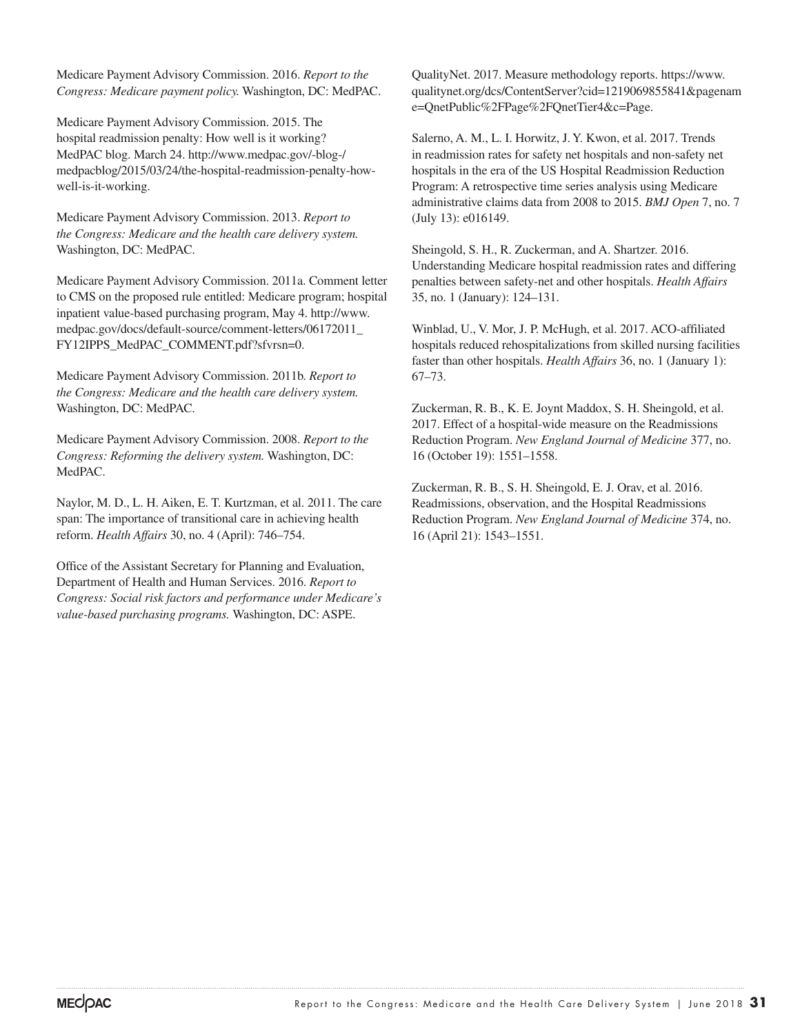Medicare Payment Advisory Commission. 2016. *Report to the Congress: Medicare payment policy.* Washington, DC: MedPAC.

Medicare Payment Advisory Commission. 2015. The hospital readmission penalty: How well is it working? MedPAC blog. March 24. http://www.medpac.gov/-blog-/medpacblog/2015/03/24/the-hospital-readmission-penalty-how-well-is-it-working.

Medicare Payment Advisory Commission. 2013. *Report to the Congress: Medicare and the health care delivery system.* Washington, DC: MedPAC.

Medicare Payment Advisory Commission. 2011a. Comment letter to CMS on the proposed rule entitled: Medicare program; hospital inpatient value-based purchasing program, May 4. http://www.medpac.gov/docs/default-source/comment-letters/06172011_FY12IPPS_MedPAC_COMMENT.pdf?sfvrsn=0.

Medicare Payment Advisory Commission. 2011b. *Report to the Congress: Medicare and the health care delivery system.* Washington, DC: MedPAC.

Medicare Payment Advisory Commission. 2008. *Report to the Congress: Reforming the delivery system.* Washington, DC: MedPAC.

Naylor, M. D., L. H. Aiken, E. T. Kurtzman, et al. 2011. The care span: The importance of transitional care in achieving health reform. *Health Affairs* 30, no. 4 (April): 746–754.

Office of the Assistant Secretary for Planning and Evaluation, Department of Health and Human Services. 2016. *Report to Congress: Social risk factors and performance under Medicare's value-based purchasing programs.* Washington, DC: ASPE.

QualityNet. 2017. Measure methodology reports. https://www.qualitynet.org/dcs/ContentServer?cid=1219069855841&pagename=QnetPublic%2FPage%2FQnetTier4&c=Page.

Salerno, A. M., L. I. Horwitz, J. Y. Kwon, et al. 2017. Trends in readmission rates for safety net hospitals and non-safety net hospitals in the era of the US Hospital Readmission Reduction Program: A retrospective time series analysis using Medicare administrative claims data from 2008 to 2015. *BMJ Open* 7, no. 7 (July 13): e016149.

Sheingold, S. H., R. Zuckerman, and A. Shartzer. 2016. Understanding Medicare hospital readmission rates and differing penalties between safety-net and other hospitals. *Health Affairs* 35, no. 1 (January): 124–131.

Winblad, U., V. Mor, J. P. McHugh, et al. 2017. ACO-affiliated hospitals reduced rehospitalizations from skilled nursing facilities faster than other hospitals. *Health Affairs* 36, no. 1 (January 1): 67–73.

Zuckerman, R. B., K. E. Joynt Maddox, S. H. Sheingold, et al. 2017. Effect of a hospital-wide measure on the Readmissions Reduction Program. *New England Journal of Medicine* 377, no. 16 (October 19): 1551–1558.

Zuckerman, R. B., S. H. Sheingold, E. J. Orav, et al. 2016. Readmissions, observation, and the Hospital Readmissions Reduction Program. *New England Journal of Medicine* 374, no. 16 (April 21): 1543–1551.